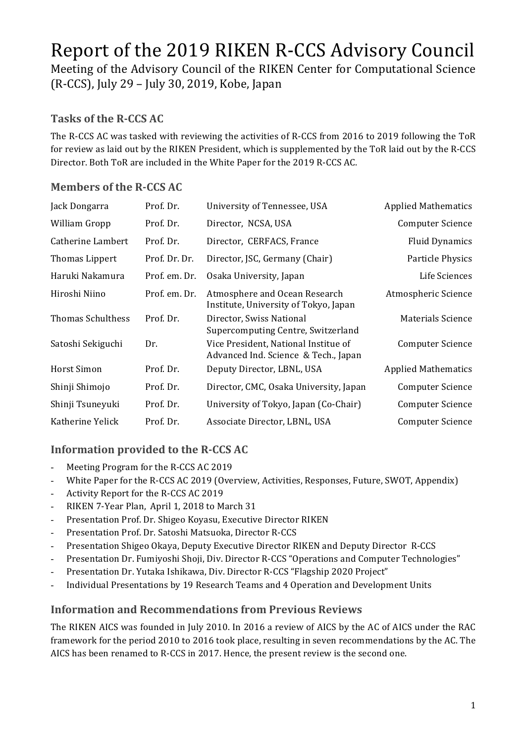# Report of the 2019 RIKEN R-CCS Advisory Council

Meeting of the Advisory Council of the RIKEN Center for Computational Science (R-CCS), July 29 – July 30, 2019, Kobe, Japan

## Tasks of the R-CCS AC

The R-CCS AC was tasked with reviewing the activities of R-CCS from 2016 to 2019 following the ToR for review as laid out by the RIKEN President, which is supplemented by the ToR laid out by the R-CCS Director. Both ToR are included in the White Paper for the 2019 R-CCS AC.

## Members of the R-CCS AC

| | | | |
|---|---|---|---|
| Jack Dongarra | Prof. Dr. | University of Tennessee, USA | Applied Mathematics |
| William Gropp | Prof. Dr. | Director, NCSA, USA | Computer Science |
| Catherine Lambert | Prof. Dr. | Director, CERFACS, France | Fluid Dynamics |
| Thomas Lippert | Prof. Dr. Dr. | Director, JSC, Germany (Chair) | Particle Physics |
| Haruki Nakamura | Prof. em. Dr. | Osaka University, Japan | Life Sciences |
| Hiroshi Niino | Prof. em. Dr. | Atmosphere and Ocean Research Institute, University of Tokyo, Japan | Atmospheric Science |
| Thomas Schulthess | Prof. Dr. | Director, Swiss National Supercomputing Centre, Switzerland | Materials Science |
| Satoshi Sekiguchi | Dr. | Vice President, National Institue of Advanced Ind. Science & Tech., Japan | Computer Science |
| Horst Simon | Prof. Dr. | Deputy Director, LBNL, USA | Applied Mathematics |
| Shinji Shimojo | Prof. Dr. | Director, CMC, Osaka University, Japan | Computer Science |
| Shinji Tsuneyuki | Prof. Dr. | University of Tokyo, Japan (Co-Chair) | Computer Science |
| Katherine Yelick | Prof. Dr. | Associate Director, LBNL, USA | Computer Science |

## Information provided to the R-CCS AC

- Meeting Program for the R-CCS AC 2019
- White Paper for the R-CCS AC 2019 (Overview, Activities, Responses, Future, SWOT, Appendix)
- Activity Report for the R-CCS AC 2019
- RIKEN 7-Year Plan, April 1, 2018 to March 31
- Presentation Prof. Dr. Shigeo Koyasu, Executive Director RIKEN
- Presentation Prof. Dr. Satoshi Matsuoka, Director R-CCS
- Presentation Shigeo Okaya, Deputy Executive Director RIKEN and Deputy Director R-CCS
- Presentation Dr. Fumiyoshi Shoji, Div. Director R-CCS "Operations and Computer Technologies"
- Presentation Dr. Yutaka Ishikawa, Div. Director R-CCS "Flagship 2020 Project"
- Individual Presentations by 19 Research Teams and 4 Operation and Development Units

## Information and Recommendations from Previous Reviews

The RIKEN AICS was founded in July 2010. In 2016 a review of AICS by the AC of AICS under the RAC framework for the period 2010 to 2016 took place, resulting in seven recommendations by the AC. The AICS has been renamed to R-CCS in 2017. Hence, the present review is the second one.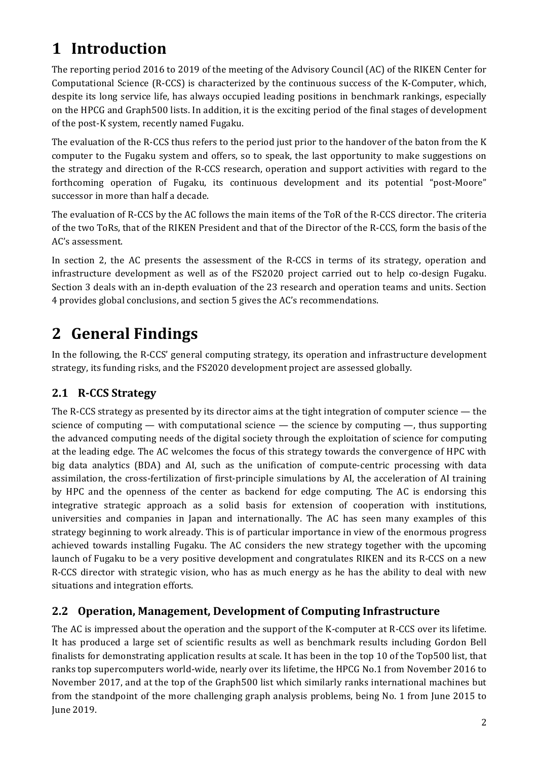# 1 Introduction

The reporting period 2016 to 2019 of the meeting of the Advisory Council (AC) of the RIKEN Center for Computational Science (R-CCS) is characterized by the continuous success of the K-Computer, which, despite its long service life, has always occupied leading positions in benchmark rankings, especially on the HPCG and Graph500 lists. In addition, it is the exciting period of the final stages of development of the post-K system, recently named Fugaku.

The evaluation of the R-CCS thus refers to the period just prior to the handover of the baton from the K computer to the Fugaku system and offers, so to speak, the last opportunity to make suggestions on the strategy and direction of the R-CCS research, operation and support activities with regard to the forthcoming operation of Fugaku, its continuous development and its potential "post-Moore" successor in more than half a decade.

The evaluation of R-CCS by the AC follows the main items of the ToR of the R-CCS director. The criteria of the two ToRs, that of the RIKEN President and that of the Director of the R-CCS, form the basis of the AC's assessment.

In section 2, the AC presents the assessment of the R-CCS in terms of its strategy, operation and infrastructure development as well as of the FS2020 project carried out to help co-design Fugaku. Section 3 deals with an in-depth evaluation of the 23 research and operation teams and units. Section 4 provides global conclusions, and section 5 gives the AC's recommendations.

# 2 General Findings

In the following, the R-CCS' general computing strategy, its operation and infrastructure development strategy, its funding risks, and the FS2020 development project are assessed globally.

## 2.1 R-CCS Strategy

The R-CCS strategy as presented by its director aims at the tight integration of computer science — the science of computing — with computational science — the science by computing —, thus supporting the advanced computing needs of the digital society through the exploitation of science for computing at the leading edge. The AC welcomes the focus of this strategy towards the convergence of HPC with big data analytics (BDA) and AI, such as the unification of compute-centric processing with data assimilation, the cross-fertilization of first-principle simulations by AI, the acceleration of AI training by HPC and the openness of the center as backend for edge computing. The AC is endorsing this integrative strategic approach as a solid basis for extension of cooperation with institutions, universities and companies in Japan and internationally. The AC has seen many examples of this strategy beginning to work already. This is of particular importance in view of the enormous progress achieved towards installing Fugaku. The AC considers the new strategy together with the upcoming launch of Fugaku to be a very positive development and congratulates RIKEN and its R-CCS on a new R-CCS director with strategic vision, who has as much energy as he has the ability to deal with new situations and integration efforts.

## 2.2 Operation, Management, Development of Computing Infrastructure

The AC is impressed about the operation and the support of the K-computer at R-CCS over its lifetime. It has produced a large set of scientific results as well as benchmark results including Gordon Bell finalists for demonstrating application results at scale. It has been in the top 10 of the Top500 list, that ranks top supercomputers world-wide, nearly over its lifetime, the HPCG No.1 from November 2016 to November 2017, and at the top of the Graph500 list which similarly ranks international machines but from the standpoint of the more challenging graph analysis problems, being No. 1 from June 2015 to June 2019.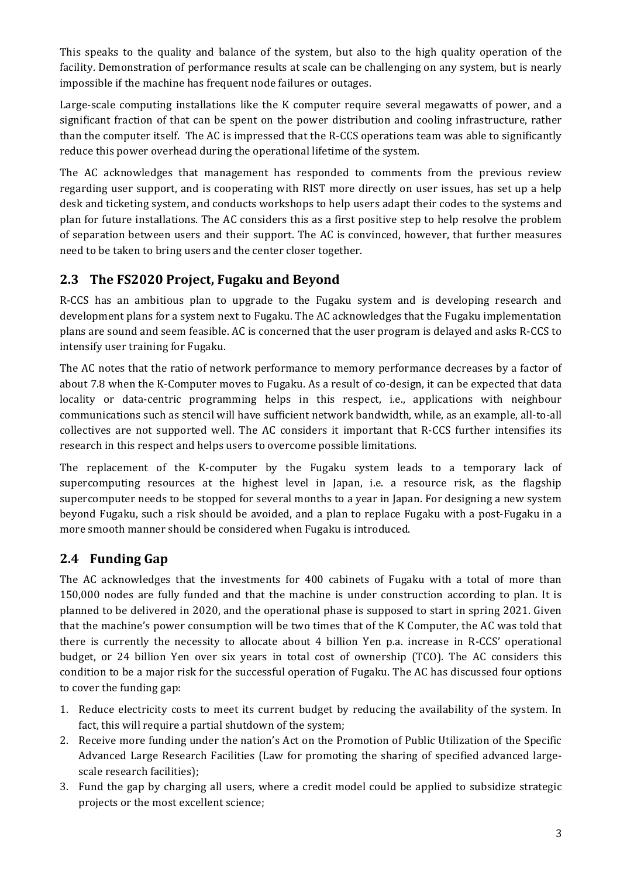This speaks to the quality and balance of the system, but also to the high quality operation of the facility. Demonstration of performance results at scale can be challenging on any system, but is nearly impossible if the machine has frequent node failures or outages.

Large-scale computing installations like the K computer require several megawatts of power, and a significant fraction of that can be spent on the power distribution and cooling infrastructure, rather than the computer itself. The AC is impressed that the R-CCS operations team was able to significantly reduce this power overhead during the operational lifetime of the system.

The AC acknowledges that management has responded to comments from the previous review regarding user support, and is cooperating with RIST more directly on user issues, has set up a help desk and ticketing system, and conducts workshops to help users adapt their codes to the systems and plan for future installations. The AC considers this as a first positive step to help resolve the problem of separation between users and their support. The AC is convinced, however, that further measures need to be taken to bring users and the center closer together.

## 2.3 The FS2020 Project, Fugaku and Beyond

R-CCS has an ambitious plan to upgrade to the Fugaku system and is developing research and development plans for a system next to Fugaku. The AC acknowledges that the Fugaku implementation plans are sound and seem feasible. AC is concerned that the user program is delayed and asks R-CCS to intensify user training for Fugaku.

The AC notes that the ratio of network performance to memory performance decreases by a factor of about 7.8 when the K-Computer moves to Fugaku. As a result of co-design, it can be expected that data locality or data-centric programming helps in this respect, i.e., applications with neighbour communications such as stencil will have sufficient network bandwidth, while, as an example, all-to-all collectives are not supported well. The AC considers it important that R-CCS further intensifies its research in this respect and helps users to overcome possible limitations.

The replacement of the K-computer by the Fugaku system leads to a temporary lack of supercomputing resources at the highest level in Japan, i.e. a resource risk, as the flagship supercomputer needs to be stopped for several months to a year in Japan. For designing a new system beyond Fugaku, such a risk should be avoided, and a plan to replace Fugaku with a post-Fugaku in a more smooth manner should be considered when Fugaku is introduced.

## 2.4 Funding Gap

The AC acknowledges that the investments for 400 cabinets of Fugaku with a total of more than 150,000 nodes are fully funded and that the machine is under construction according to plan. It is planned to be delivered in 2020, and the operational phase is supposed to start in spring 2021. Given that the machine's power consumption will be two times that of the K Computer, the AC was told that there is currently the necessity to allocate about 4 billion Yen p.a. increase in R-CCS' operational budget, or 24 billion Yen over six years in total cost of ownership (TCO). The AC considers this condition to be a major risk for the successful operation of Fugaku. The AC has discussed four options to cover the funding gap:

1. Reduce electricity costs to meet its current budget by reducing the availability of the system. In fact, this will require a partial shutdown of the system;
2. Receive more funding under the nation's Act on the Promotion of Public Utilization of the Specific Advanced Large Research Facilities (Law for promoting the sharing of specified advanced large-scale research facilities);
3. Fund the gap by charging all users, where a credit model could be applied to subsidize strategic projects or the most excellent science;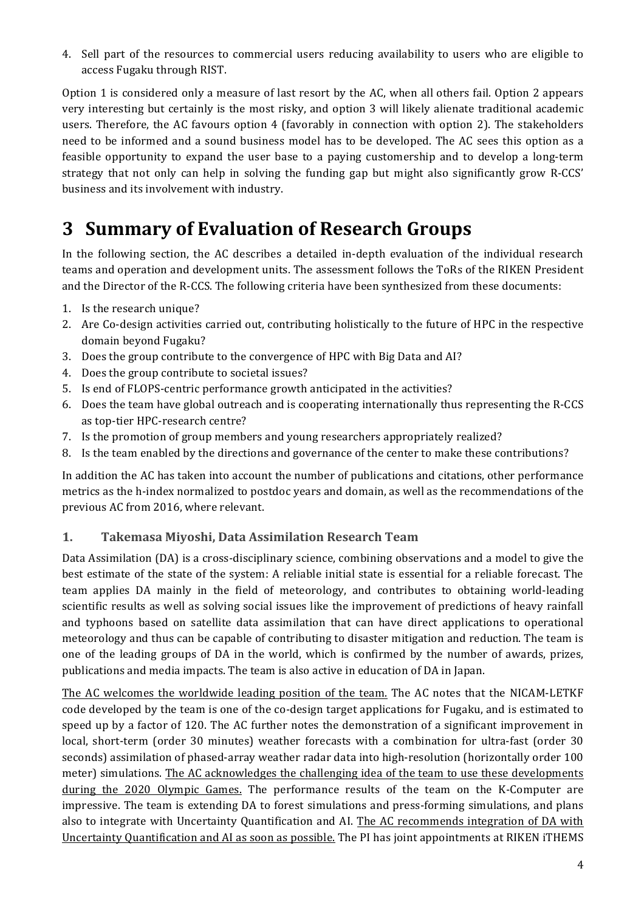4. Sell part of the resources to commercial users reducing availability to users who are eligible to access Fugaku through RIST.

Option 1 is considered only a measure of last resort by the AC, when all others fail. Option 2 appears very interesting but certainly is the most risky, and option 3 will likely alienate traditional academic users. Therefore, the AC favours option 4 (favorably in connection with option 2). The stakeholders need to be informed and a sound business model has to be developed. The AC sees this option as a feasible opportunity to expand the user base to a paying customership and to develop a long-term strategy that not only can help in solving the funding gap but might also significantly grow R-CCS' business and its involvement with industry.

# 3 Summary of Evaluation of Research Groups

In the following section, the AC describes a detailed in-depth evaluation of the individual research teams and operation and development units. The assessment follows the ToRs of the RIKEN President and the Director of the R-CCS. The following criteria have been synthesized from these documents:

1. Is the research unique?
2. Are Co-design activities carried out, contributing holistically to the future of HPC in the respective domain beyond Fugaku?
3. Does the group contribute to the convergence of HPC with Big Data and AI?
4. Does the group contribute to societal issues?
5. Is end of FLOPS-centric performance growth anticipated in the activities?
6. Does the team have global outreach and is cooperating internationally thus representing the R-CCS as top-tier HPC-research centre?
7. Is the promotion of group members and young researchers appropriately realized?
8. Is the team enabled by the directions and governance of the center to make these contributions?

In addition the AC has taken into account the number of publications and citations, other performance metrics as the h-index normalized to postdoc years and domain, as well as the recommendations of the previous AC from 2016, where relevant.

## 1. Takemasa Miyoshi, Data Assimilation Research Team

Data Assimilation (DA) is a cross-disciplinary science, combining observations and a model to give the best estimate of the state of the system: A reliable initial state is essential for a reliable forecast. The team applies DA mainly in the field of meteorology, and contributes to obtaining world-leading scientific results as well as solving social issues like the improvement of predictions of heavy rainfall and typhoons based on satellite data assimilation that can have direct applications to operational meteorology and thus can be capable of contributing to disaster mitigation and reduction. The team is one of the leading groups of DA in the world, which is confirmed by the number of awards, prizes, publications and media impacts. The team is also active in education of DA in Japan.

The AC welcomes the worldwide leading position of the team. The AC notes that the NICAM-LETKF code developed by the team is one of the co-design target applications for Fugaku, and is estimated to speed up by a factor of 120. The AC further notes the demonstration of a significant improvement in local, short-term (order 30 minutes) weather forecasts with a combination for ultra-fast (order 30 seconds) assimilation of phased-array weather radar data into high-resolution (horizontally order 100 meter) simulations. The AC acknowledges the challenging idea of the team to use these developments during the 2020 Olympic Games. The performance results of the team on the K-Computer are impressive. The team is extending DA to forest simulations and press-forming simulations, and plans also to integrate with Uncertainty Quantification and AI. The AC recommends integration of DA with Uncertainty Quantification and AI as soon as possible. The PI has joint appointments at RIKEN iTHEMS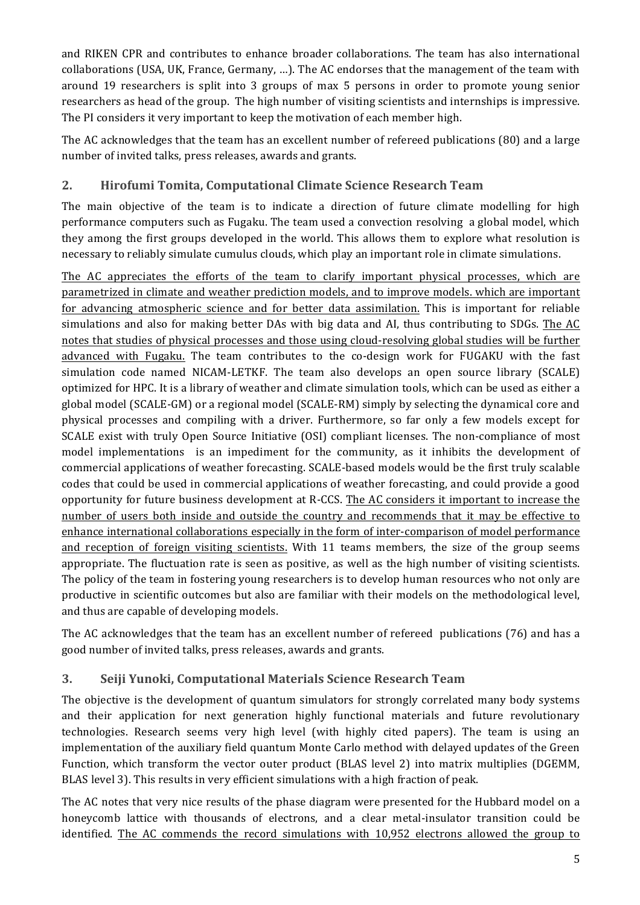and RIKEN CPR and contributes to enhance broader collaborations. The team has also international collaborations (USA, UK, France, Germany, …). The AC endorses that the management of the team with around 19 researchers is split into 3 groups of max 5 persons in order to promote young senior researchers as head of the group. The high number of visiting scientists and internships is impressive. The PI considers it very important to keep the motivation of each member high.

The AC acknowledges that the team has an excellent number of refereed publications (80) and a large number of invited talks, press releases, awards and grants.

## 2. Hirofumi Tomita, Computational Climate Science Research Team

The main objective of the team is to indicate a direction of future climate modelling for high performance computers such as Fugaku. The team used a convection resolving a global model, which they among the first groups developed in the world. This allows them to explore what resolution is necessary to reliably simulate cumulus clouds, which play an important role in climate simulations.

<u>The AC appreciates the efforts of the team to clarify important physical processes, which are parametrized in climate and weather prediction models, and to improve models. which are important for advancing atmospheric science and for better data assimilation.</u> This is important for reliable simulations and also for making better DAs with big data and AI, thus contributing to SDGs. <u>The AC notes that studies of physical processes and those using cloud-resolving global studies will be further advanced with Fugaku.</u> The team contributes to the co-design work for FUGAKU with the fast simulation code named NICAM-LETKF. The team also develops an open source library (SCALE) optimized for HPC. It is a library of weather and climate simulation tools, which can be used as either a global model (SCALE-GM) or a regional model (SCALE-RM) simply by selecting the dynamical core and physical processes and compiling with a driver. Furthermore, so far only a few models except for SCALE exist with truly Open Source Initiative (OSI) compliant licenses. The non-compliance of most model implementations is an impediment for the community, as it inhibits the development of commercial applications of weather forecasting. SCALE-based models would be the first truly scalable codes that could be used in commercial applications of weather forecasting, and could provide a good opportunity for future business development at R-CCS. <u>The AC considers it important to increase the number of users both inside and outside the country and recommends that it may be effective to enhance international collaborations especially in the form of inter-comparison of model performance and reception of foreign visiting scientists.</u> With 11 teams members, the size of the group seems appropriate. The fluctuation rate is seen as positive, as well as the high number of visiting scientists. The policy of the team in fostering young researchers is to develop human resources who not only are productive in scientific outcomes but also are familiar with their models on the methodological level, and thus are capable of developing models.

The AC acknowledges that the team has an excellent number of refereed publications (76) and has a good number of invited talks, press releases, awards and grants.

## 3. Seiji Yunoki, Computational Materials Science Research Team

The objective is the development of quantum simulators for strongly correlated many body systems and their application for next generation highly functional materials and future revolutionary technologies. Research seems very high level (with highly cited papers). The team is using an implementation of the auxiliary field quantum Monte Carlo method with delayed updates of the Green Function, which transform the vector outer product (BLAS level 2) into matrix multiplies (DGEMM, BLAS level 3). This results in very efficient simulations with a high fraction of peak.

The AC notes that very nice results of the phase diagram were presented for the Hubbard model on a honeycomb lattice with thousands of electrons, and a clear metal-insulator transition could be identified. <u>The AC commends the record simulations with 10,952 electrons allowed the group to</u>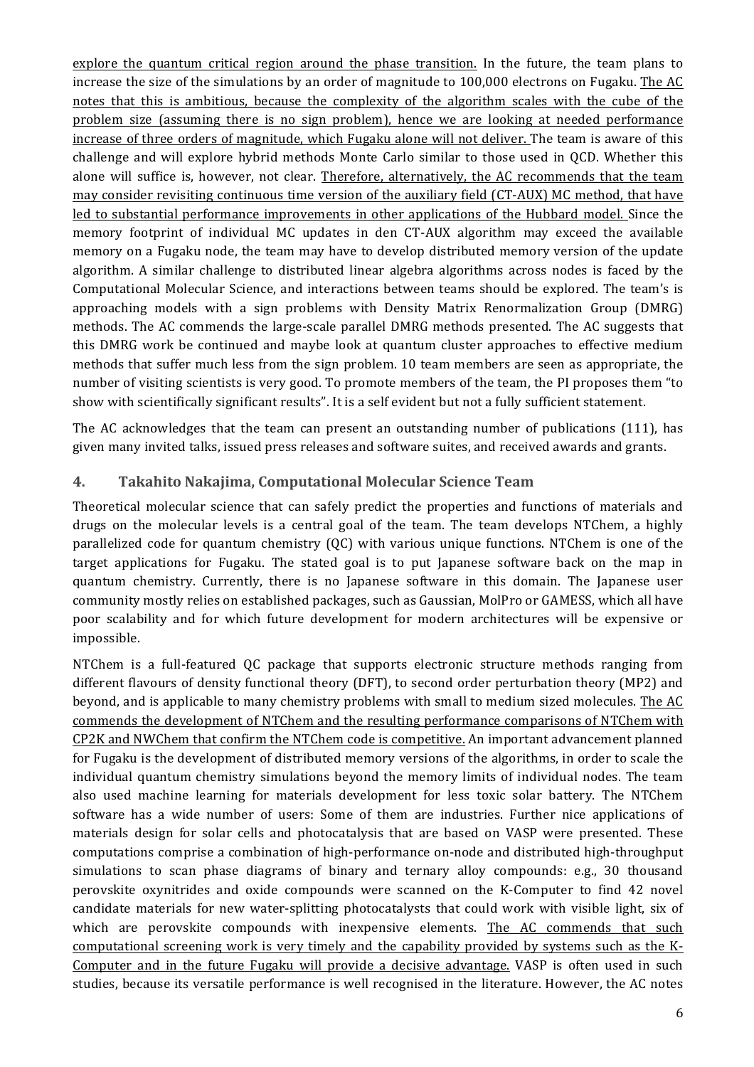explore the quantum critical region around the phase transition. In the future, the team plans to increase the size of the simulations by an order of magnitude to 100,000 electrons on Fugaku. The AC notes that this is ambitious, because the complexity of the algorithm scales with the cube of the problem size (assuming there is no sign problem), hence we are looking at needed performance increase of three orders of magnitude, which Fugaku alone will not deliver. The team is aware of this challenge and will explore hybrid methods Monte Carlo similar to those used in QCD. Whether this alone will suffice is, however, not clear. Therefore, alternatively, the AC recommends that the team may consider revisiting continuous time version of the auxiliary field (CT-AUX) MC method, that have led to substantial performance improvements in other applications of the Hubbard model. Since the memory footprint of individual MC updates in den CT-AUX algorithm may exceed the available memory on a Fugaku node, the team may have to develop distributed memory version of the update algorithm. A similar challenge to distributed linear algebra algorithms across nodes is faced by the Computational Molecular Science, and interactions between teams should be explored. The team's is approaching models with a sign problems with Density Matrix Renormalization Group (DMRG) methods. The AC commends the large-scale parallel DMRG methods presented. The AC suggests that this DMRG work be continued and maybe look at quantum cluster approaches to effective medium methods that suffer much less from the sign problem. 10 team members are seen as appropriate, the number of visiting scientists is very good. To promote members of the team, the PI proposes them "to show with scientifically significant results". It is a self evident but not a fully sufficient statement.

The AC acknowledges that the team can present an outstanding number of publications (111), has given many invited talks, issued press releases and software suites, and received awards and grants.

## 4. Takahito Nakajima, Computational Molecular Science Team

Theoretical molecular science that can safely predict the properties and functions of materials and drugs on the molecular levels is a central goal of the team. The team develops NTChem, a highly parallelized code for quantum chemistry (QC) with various unique functions. NTChem is one of the target applications for Fugaku. The stated goal is to put Japanese software back on the map in quantum chemistry. Currently, there is no Japanese software in this domain. The Japanese user community mostly relies on established packages, such as Gaussian, MolPro or GAMESS, which all have poor scalability and for which future development for modern architectures will be expensive or impossible.

NTChem is a full-featured QC package that supports electronic structure methods ranging from different flavours of density functional theory (DFT), to second order perturbation theory (MP2) and beyond, and is applicable to many chemistry problems with small to medium sized molecules. The AC commends the development of NTChem and the resulting performance comparisons of NTChem with CP2K and NWChem that confirm the NTChem code is competitive. An important advancement planned for Fugaku is the development of distributed memory versions of the algorithms, in order to scale the individual quantum chemistry simulations beyond the memory limits of individual nodes. The team also used machine learning for materials development for less toxic solar battery. The NTChem software has a wide number of users: Some of them are industries. Further nice applications of materials design for solar cells and photocatalysis that are based on VASP were presented. These computations comprise a combination of high-performance on-node and distributed high-throughput simulations to scan phase diagrams of binary and ternary alloy compounds: e.g., 30 thousand perovskite oxynitrides and oxide compounds were scanned on the K-Computer to find 42 novel candidate materials for new water-splitting photocatalysts that could work with visible light, six of which are perovskite compounds with inexpensive elements. The AC commends that such computational screening work is very timely and the capability provided by systems such as the K-Computer and in the future Fugaku will provide a decisive advantage. VASP is often used in such studies, because its versatile performance is well recognised in the literature. However, the AC notes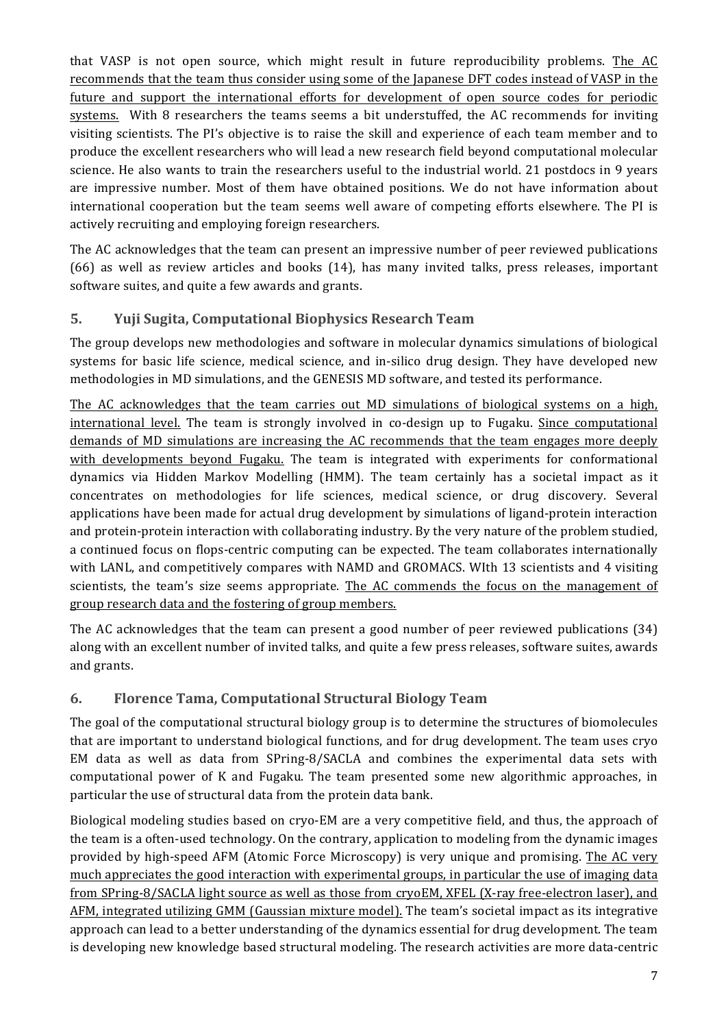that VASP is not open source, which might result in future reproducibility problems. The AC recommends that the team thus consider using some of the Japanese DFT codes instead of VASP in the future and support the international efforts for development of open source codes for periodic systems. With 8 researchers the teams seems a bit understuffed, the AC recommends for inviting visiting scientists. The PI's objective is to raise the skill and experience of each team member and to produce the excellent researchers who will lead a new research field beyond computational molecular science. He also wants to train the researchers useful to the industrial world. 21 postdocs in 9 years are impressive number. Most of them have obtained positions. We do not have information about international cooperation but the team seems well aware of competing efforts elsewhere. The PI is actively recruiting and employing foreign researchers.

The AC acknowledges that the team can present an impressive number of peer reviewed publications (66) as well as review articles and books (14), has many invited talks, press releases, important software suites, and quite a few awards and grants.

## 5. Yuji Sugita, Computational Biophysics Research Team

The group develops new methodologies and software in molecular dynamics simulations of biological systems for basic life science, medical science, and in-silico drug design. They have developed new methodologies in MD simulations, and the GENESIS MD software, and tested its performance.

The AC acknowledges that the team carries out MD simulations of biological systems on a high, international level. The team is strongly involved in co-design up to Fugaku. Since computational demands of MD simulations are increasing the AC recommends that the team engages more deeply with developments beyond Fugaku. The team is integrated with experiments for conformational dynamics via Hidden Markov Modelling (HMM). The team certainly has a societal impact as it concentrates on methodologies for life sciences, medical science, or drug discovery. Several applications have been made for actual drug development by simulations of ligand-protein interaction and protein-protein interaction with collaborating industry. By the very nature of the problem studied, a continued focus on flops-centric computing can be expected. The team collaborates internationally with LANL, and competitively compares with NAMD and GROMACS. WIth 13 scientists and 4 visiting scientists, the team's size seems appropriate. The AC commends the focus on the management of group research data and the fostering of group members.

The AC acknowledges that the team can present a good number of peer reviewed publications (34) along with an excellent number of invited talks, and quite a few press releases, software suites, awards and grants.

## 6. Florence Tama, Computational Structural Biology Team

The goal of the computational structural biology group is to determine the structures of biomolecules that are important to understand biological functions, and for drug development. The team uses cryo EM data as well as data from SPring-8/SACLA and combines the experimental data sets with computational power of K and Fugaku. The team presented some new algorithmic approaches, in particular the use of structural data from the protein data bank.

Biological modeling studies based on cryo-EM are a very competitive field, and thus, the approach of the team is a often-used technology. On the contrary, application to modeling from the dynamic images provided by high-speed AFM (Atomic Force Microscopy) is very unique and promising. The AC very much appreciates the good interaction with experimental groups, in particular the use of imaging data from SPring-8/SACLA light source as well as those from cryoEM, XFEL (X-ray free-electron laser), and AFM, integrated utilizing GMM (Gaussian mixture model). The team's societal impact as its integrative approach can lead to a better understanding of the dynamics essential for drug development. The team is developing new knowledge based structural modeling. The research activities are more data-centric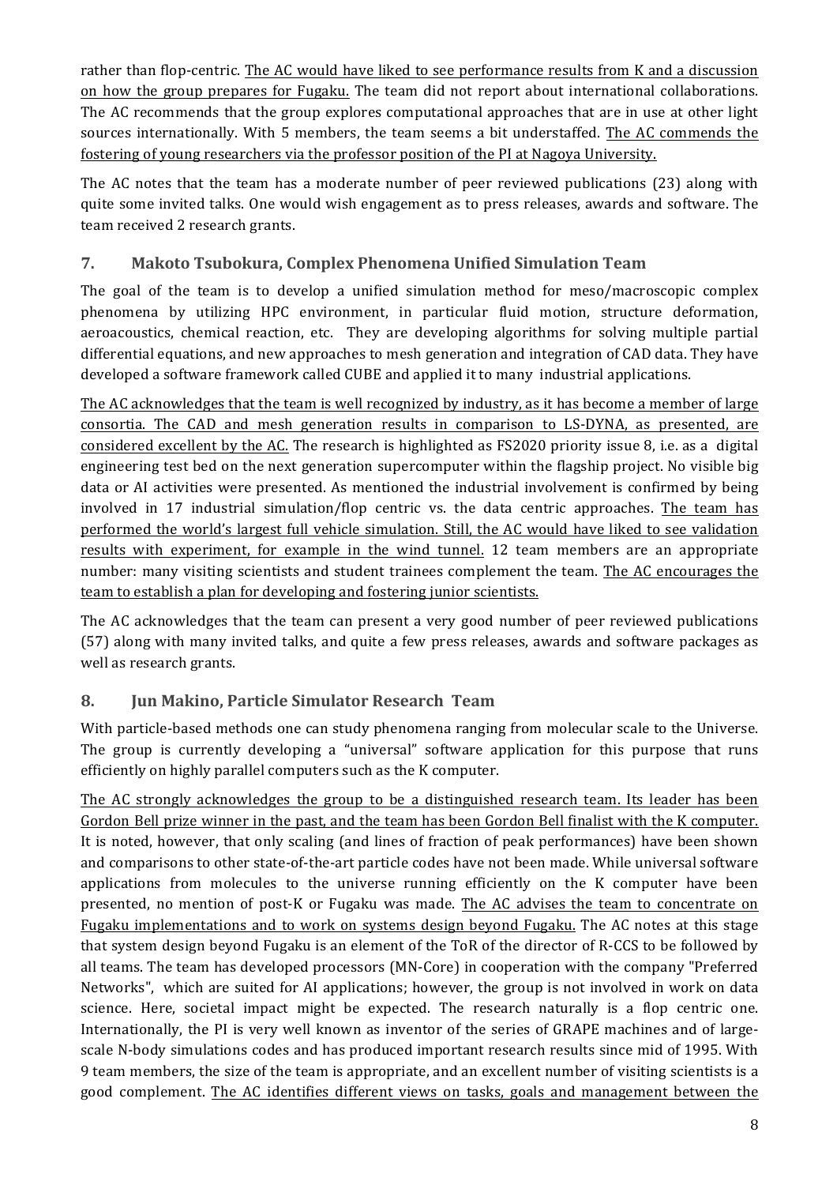rather than flop-centric. The AC would have liked to see performance results from K and a discussion on how the group prepares for Fugaku. The team did not report about international collaborations. The AC recommends that the group explores computational approaches that are in use at other light sources internationally. With 5 members, the team seems a bit understaffed. The AC commends the fostering of young researchers via the professor position of the PI at Nagoya University.

The AC notes that the team has a moderate number of peer reviewed publications (23) along with quite some invited talks. One would wish engagement as to press releases, awards and software. The team received 2 research grants.

## 7. Makoto Tsubokura, Complex Phenomena Unified Simulation Team

The goal of the team is to develop a unified simulation method for meso/macroscopic complex phenomena by utilizing HPC environment, in particular fluid motion, structure deformation, aeroacoustics, chemical reaction, etc. They are developing algorithms for solving multiple partial differential equations, and new approaches to mesh generation and integration of CAD data. They have developed a software framework called CUBE and applied it to many industrial applications.

The AC acknowledges that the team is well recognized by industry, as it has become a member of large consortia. The CAD and mesh generation results in comparison to LS-DYNA, as presented, are considered excellent by the AC. The research is highlighted as FS2020 priority issue 8, i.e. as a digital engineering test bed on the next generation supercomputer within the flagship project. No visible big data or AI activities were presented. As mentioned the industrial involvement is confirmed by being involved in 17 industrial simulation/flop centric vs. the data centric approaches. The team has performed the world's largest full vehicle simulation. Still, the AC would have liked to see validation results with experiment, for example in the wind tunnel. 12 team members are an appropriate number: many visiting scientists and student trainees complement the team. The AC encourages the team to establish a plan for developing and fostering junior scientists.

The AC acknowledges that the team can present a very good number of peer reviewed publications (57) along with many invited talks, and quite a few press releases, awards and software packages as well as research grants.

## 8. Jun Makino, Particle Simulator Research Team

With particle-based methods one can study phenomena ranging from molecular scale to the Universe. The group is currently developing a "universal" software application for this purpose that runs efficiently on highly parallel computers such as the K computer.

The AC strongly acknowledges the group to be a distinguished research team. Its leader has been Gordon Bell prize winner in the past, and the team has been Gordon Bell finalist with the K computer. It is noted, however, that only scaling (and lines of fraction of peak performances) have been shown and comparisons to other state-of-the-art particle codes have not been made. While universal software applications from molecules to the universe running efficiently on the K computer have been presented, no mention of post-K or Fugaku was made. The AC advises the team to concentrate on Fugaku implementations and to work on systems design beyond Fugaku. The AC notes at this stage that system design beyond Fugaku is an element of the ToR of the director of R-CCS to be followed by all teams. The team has developed processors (MN-Core) in cooperation with the company "Preferred Networks", which are suited for AI applications; however, the group is not involved in work on data science. Here, societal impact might be expected. The research naturally is a flop centric one. Internationally, the PI is very well known as inventor of the series of GRAPE machines and of large-scale N-body simulations codes and has produced important research results since mid of 1995. With 9 team members, the size of the team is appropriate, and an excellent number of visiting scientists is a good complement. The AC identifies different views on tasks, goals and management between the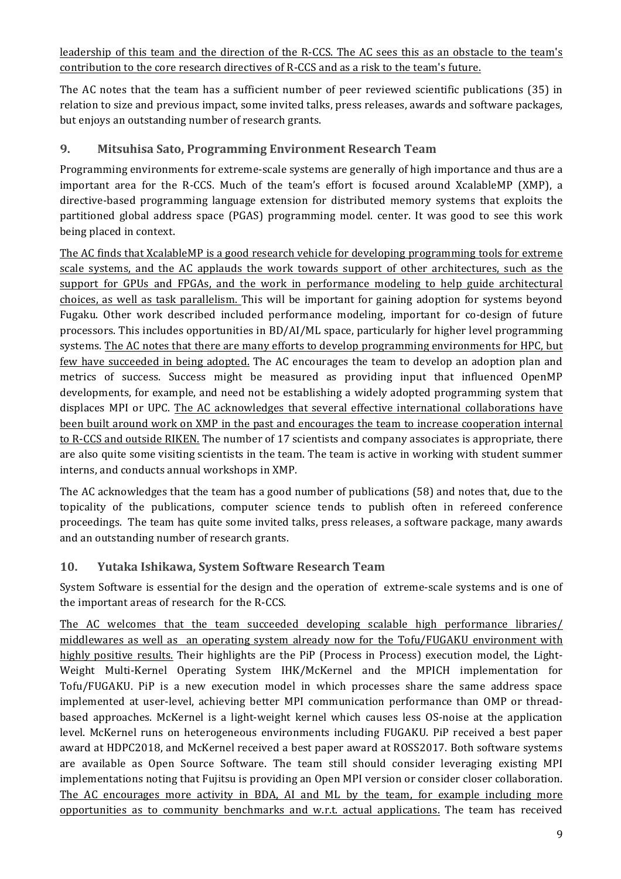leadership of this team and the direction of the R-CCS. The AC sees this as an obstacle to the team's contribution to the core research directives of R-CCS and as a risk to the team's future.

The AC notes that the team has a sufficient number of peer reviewed scientific publications (35) in relation to size and previous impact, some invited talks, press releases, awards and software packages, but enjoys an outstanding number of research grants.

## 9. Mitsuhisa Sato, Programming Environment Research Team

Programming environments for extreme-scale systems are generally of high importance and thus are a important area for the R-CCS. Much of the team's effort is focused around XcalableMP (XMP), a directive-based programming language extension for distributed memory systems that exploits the partitioned global address space (PGAS) programming model. center. It was good to see this work being placed in context.

The AC finds that XcalableMP is a good research vehicle for developing programming tools for extreme scale systems, and the AC applauds the work towards support of other architectures, such as the support for GPUs and FPGAs, and the work in performance modeling to help guide architectural choices, as well as task parallelism. This will be important for gaining adoption for systems beyond Fugaku. Other work described included performance modeling, important for co-design of future processors. This includes opportunities in BD/AI/ML space, particularly for higher level programming systems. The AC notes that there are many efforts to develop programming environments for HPC, but few have succeeded in being adopted. The AC encourages the team to develop an adoption plan and metrics of success. Success might be measured as providing input that influenced OpenMP developments, for example, and need not be establishing a widely adopted programming system that displaces MPI or UPC. The AC acknowledges that several effective international collaborations have been built around work on XMP in the past and encourages the team to increase cooperation internal to R-CCS and outside RIKEN. The number of 17 scientists and company associates is appropriate, there are also quite some visiting scientists in the team. The team is active in working with student summer interns, and conducts annual workshops in XMP.

The AC acknowledges that the team has a good number of publications (58) and notes that, due to the topicality of the publications, computer science tends to publish often in refereed conference proceedings. The team has quite some invited talks, press releases, a software package, many awards and an outstanding number of research grants.

## 10. Yutaka Ishikawa, System Software Research Team

System Software is essential for the design and the operation of extreme-scale systems and is one of the important areas of research for the R-CCS.

The AC welcomes that the team succeeded developing scalable high performance libraries/ middlewares as well as an operating system already now for the Tofu/FUGAKU environment with highly positive results. Their highlights are the PiP (Process in Process) execution model, the Light-Weight Multi-Kernel Operating System IHK/McKernel and the MPICH implementation for Tofu/FUGAKU. PiP is a new execution model in which processes share the same address space implemented at user-level, achieving better MPI communication performance than OMP or thread-based approaches. McKernel is a light-weight kernel which causes less OS-noise at the application level. McKernel runs on heterogeneous environments including FUGAKU. PiP received a best paper award at HDPC2018, and McKernel received a best paper award at ROSS2017. Both software systems are available as Open Source Software. The team still should consider leveraging existing MPI implementations noting that Fujitsu is providing an Open MPI version or consider closer collaboration. The AC encourages more activity in BDA, AI and ML by the team, for example including more opportunities as to community benchmarks and w.r.t. actual applications. The team has received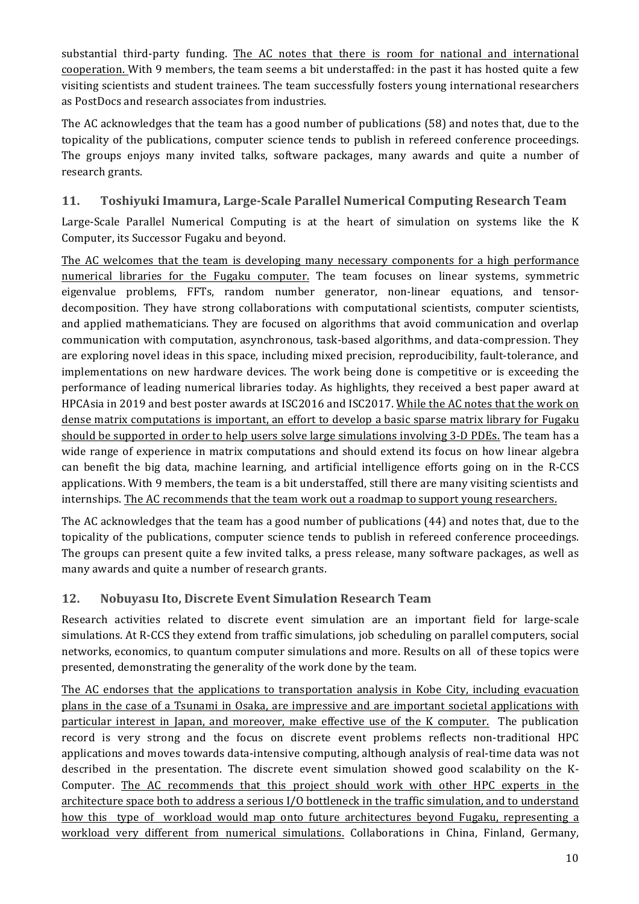substantial third-party funding. <u>The AC notes that there is room for national and international cooperation.</u> With 9 members, the team seems a bit understaffed: in the past it has hosted quite a few visiting scientists and student trainees. The team successfully fosters young international researchers as PostDocs and research associates from industries.

The AC acknowledges that the team has a good number of publications (58) and notes that, due to the topicality of the publications, computer science tends to publish in refereed conference proceedings. The groups enjoys many invited talks, software packages, many awards and quite a number of research grants.

## 11. Toshiyuki Imamura, Large-Scale Parallel Numerical Computing Research Team

Large-Scale Parallel Numerical Computing is at the heart of simulation on systems like the K Computer, its Successor Fugaku and beyond.

<u>The AC welcomes that the team is developing many necessary components for a high performance numerical libraries for the Fugaku computer.</u> The team focuses on linear systems, symmetric eigenvalue problems, FFTs, random number generator, non-linear equations, and tensor-decomposition. They have strong collaborations with computational scientists, computer scientists, and applied mathematicians. They are focused on algorithms that avoid communication and overlap communication with computation, asynchronous, task-based algorithms, and data-compression. They are exploring novel ideas in this space, including mixed precision, reproducibility, fault-tolerance, and implementations on new hardware devices. The work being done is competitive or is exceeding the performance of leading numerical libraries today. As highlights, they received a best paper award at HPCAsia in 2019 and best poster awards at ISC2016 and ISC2017. <u>While the AC notes that the work on dense matrix computations is important, an effort to develop a basic sparse matrix library for Fugaku should be supported in order to help users solve large simulations involving 3-D PDEs.</u> The team has a wide range of experience in matrix computations and should extend its focus on how linear algebra can benefit the big data, machine learning, and artificial intelligence efforts going on in the R-CCS applications. With 9 members, the team is a bit understaffed, still there are many visiting scientists and internships. <u>The AC recommends that the team work out a roadmap to support young researchers.</u>

The AC acknowledges that the team has a good number of publications (44) and notes that, due to the topicality of the publications, computer science tends to publish in refereed conference proceedings. The groups can present quite a few invited talks, a press release, many software packages, as well as many awards and quite a number of research grants.

## 12. Nobuyasu Ito, Discrete Event Simulation Research Team

Research activities related to discrete event simulation are an important field for large-scale simulations. At R-CCS they extend from traffic simulations, job scheduling on parallel computers, social networks, economics, to quantum computer simulations and more. Results on all of these topics were presented, demonstrating the generality of the work done by the team.

<u>The AC endorses that the applications to transportation analysis in Kobe City, including evacuation plans in the case of a Tsunami in Osaka, are impressive and are important societal applications with particular interest in Japan, and moreover, make effective use of the K computer.</u> The publication record is very strong and the focus on discrete event problems reflects non-traditional HPC applications and moves towards data-intensive computing, although analysis of real-time data was not described in the presentation. The discrete event simulation showed good scalability on the K-Computer. <u>The AC recommends that this project should work with other HPC experts in the architecture space both to address a serious I/O bottleneck in the traffic simulation, and to understand how this type of workload would map onto future architectures beyond Fugaku, representing a workload very different from numerical simulations.</u> Collaborations in China, Finland, Germany,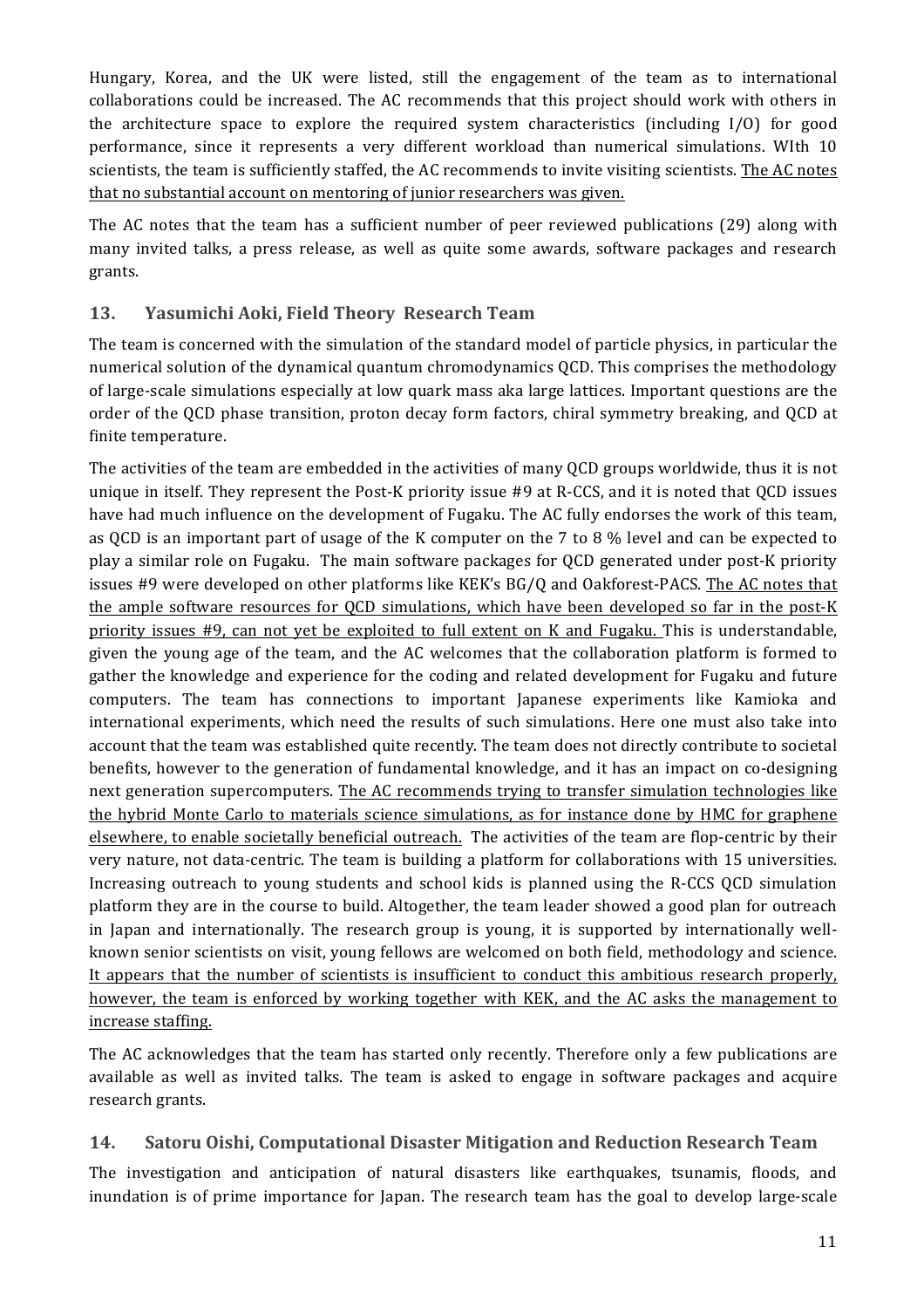Hungary, Korea, and the UK were listed, still the engagement of the team as to international collaborations could be increased. The AC recommends that this project should work with others in the architecture space to explore the required system characteristics (including I/O) for good performance, since it represents a very different workload than numerical simulations. WIth 10 scientists, the team is sufficiently staffed, the AC recommends to invite visiting scientists. <u>The AC notes that no substantial account on mentoring of junior researchers was given.</u>

The AC notes that the team has a sufficient number of peer reviewed publications (29) along with many invited talks, a press release, as well as quite some awards, software packages and research grants.

## 13. Yasumichi Aoki, Field Theory Research Team

The team is concerned with the simulation of the standard model of particle physics, in particular the numerical solution of the dynamical quantum chromodynamics QCD. This comprises the methodology of large-scale simulations especially at low quark mass aka large lattices. Important questions are the order of the QCD phase transition, proton decay form factors, chiral symmetry breaking, and QCD at finite temperature.

The activities of the team are embedded in the activities of many QCD groups worldwide, thus it is not unique in itself. They represent the Post-K priority issue #9 at R-CCS, and it is noted that QCD issues have had much influence on the development of Fugaku. The AC fully endorses the work of this team, as QCD is an important part of usage of the K computer on the 7 to 8 % level and can be expected to play a similar role on Fugaku. The main software packages for QCD generated under post-K priority issues #9 were developed on other platforms like KEK's BG/Q and Oakforest-PACS. <u>The AC notes that the ample software resources for QCD simulations, which have been developed so far in the post-K priority issues #9, can not yet be exploited to full extent on K and Fugaku.</u> This is understandable, given the young age of the team, and the AC welcomes that the collaboration platform is formed to gather the knowledge and experience for the coding and related development for Fugaku and future computers. The team has connections to important Japanese experiments like Kamioka and international experiments, which need the results of such simulations. Here one must also take into account that the team was established quite recently. The team does not directly contribute to societal benefits, however to the generation of fundamental knowledge, and it has an impact on co-designing next generation supercomputers. <u>The AC recommends trying to transfer simulation technologies like the hybrid Monte Carlo to materials science simulations, as for instance done by HMC for graphene elsewhere, to enable societally beneficial outreach.</u> The activities of the team are flop-centric by their very nature, not data-centric. The team is building a platform for collaborations with 15 universities. Increasing outreach to young students and school kids is planned using the R-CCS QCD simulation platform they are in the course to build. Altogether, the team leader showed a good plan for outreach in Japan and internationally. The research group is young, it is supported by internationally well-known senior scientists on visit, young fellows are welcomed on both field, methodology and science. <u>It appears that the number of scientists is insufficient to conduct this ambitious research properly, however, the team is enforced by working together with KEK, and the AC asks the management to increase staffing.</u>

The AC acknowledges that the team has started only recently. Therefore only a few publications are available as well as invited talks. The team is asked to engage in software packages and acquire research grants.

## 14. Satoru Oishi, Computational Disaster Mitigation and Reduction Research Team

The investigation and anticipation of natural disasters like earthquakes, tsunamis, floods, and inundation is of prime importance for Japan. The research team has the goal to develop large-scale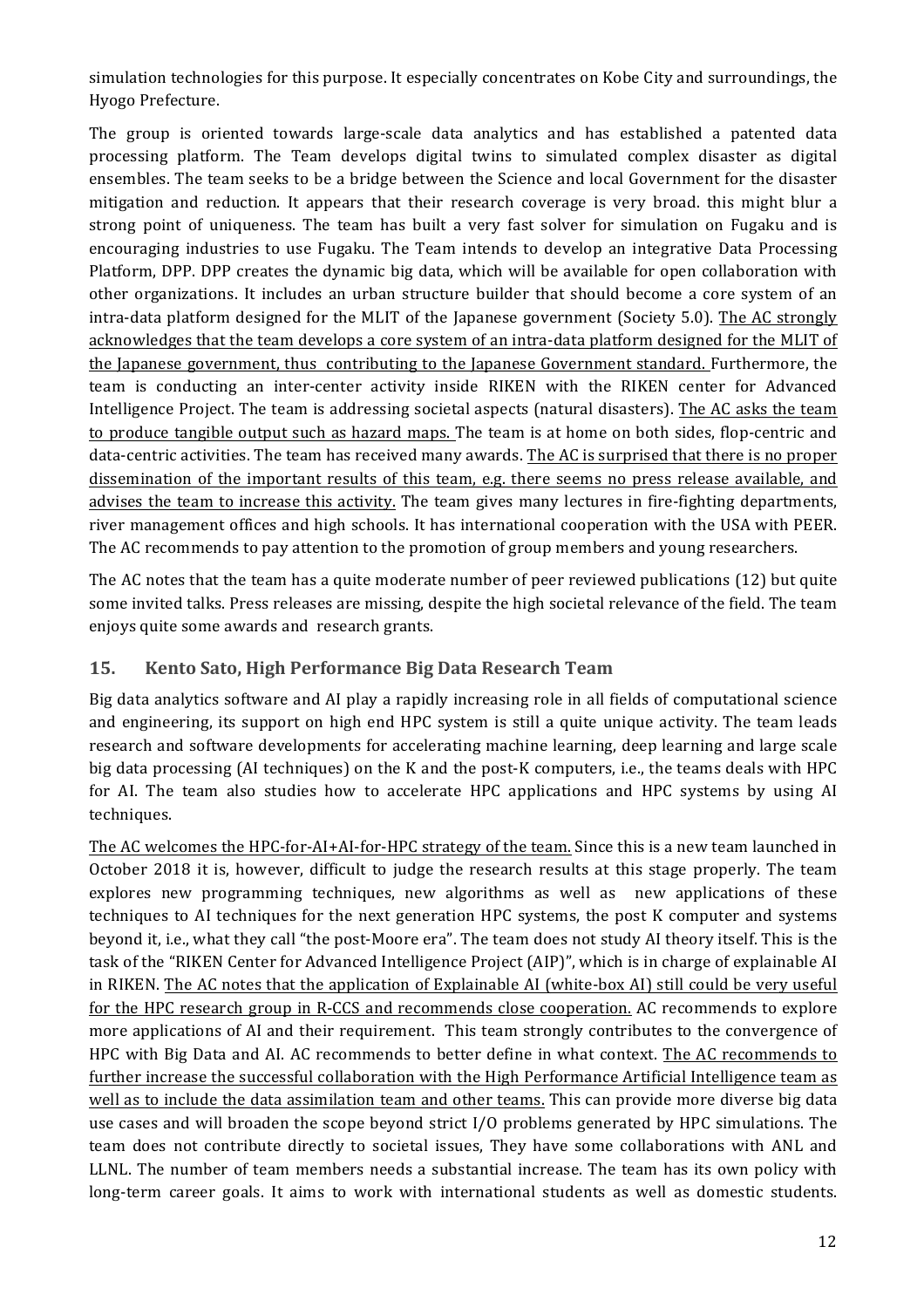simulation technologies for this purpose. It especially concentrates on Kobe City and surroundings, the Hyogo Prefecture.

The group is oriented towards large-scale data analytics and has established a patented data processing platform. The Team develops digital twins to simulated complex disaster as digital ensembles. The team seeks to be a bridge between the Science and local Government for the disaster mitigation and reduction. It appears that their research coverage is very broad. this might blur a strong point of uniqueness. The team has built a very fast solver for simulation on Fugaku and is encouraging industries to use Fugaku. The Team intends to develop an integrative Data Processing Platform, DPP. DPP creates the dynamic big data, which will be available for open collaboration with other organizations. It includes an urban structure builder that should become a core system of an intra-data platform designed for the MLIT of the Japanese government (Society 5.0). The AC strongly acknowledges that the team develops a core system of an intra-data platform designed for the MLIT of the Japanese government, thus contributing to the Japanese Government standard. Furthermore, the team is conducting an inter-center activity inside RIKEN with the RIKEN center for Advanced Intelligence Project. The team is addressing societal aspects (natural disasters). The AC asks the team to produce tangible output such as hazard maps. The team is at home on both sides, flop-centric and data-centric activities. The team has received many awards. The AC is surprised that there is no proper dissemination of the important results of this team, e.g. there seems no press release available, and advises the team to increase this activity. The team gives many lectures in fire-fighting departments, river management offices and high schools. It has international cooperation with the USA with PEER. The AC recommends to pay attention to the promotion of group members and young researchers.

The AC notes that the team has a quite moderate number of peer reviewed publications (12) but quite some invited talks. Press releases are missing, despite the high societal relevance of the field. The team enjoys quite some awards and research grants.

## 15. Kento Sato, High Performance Big Data Research Team

Big data analytics software and AI play a rapidly increasing role in all fields of computational science and engineering, its support on high end HPC system is still a quite unique activity. The team leads research and software developments for accelerating machine learning, deep learning and large scale big data processing (AI techniques) on the K and the post-K computers, i.e., the teams deals with HPC for AI. The team also studies how to accelerate HPC applications and HPC systems by using AI techniques.

The AC welcomes the HPC-for-AI+AI-for-HPC strategy of the team. Since this is a new team launched in October 2018 it is, however, difficult to judge the research results at this stage properly. The team explores new programming techniques, new algorithms as well as new applications of these techniques to AI techniques for the next generation HPC systems, the post K computer and systems beyond it, i.e., what they call "the post-Moore era". The team does not study AI theory itself. This is the task of the "RIKEN Center for Advanced Intelligence Project (AIP)", which is in charge of explainable AI in RIKEN. The AC notes that the application of Explainable AI (white-box AI) still could be very useful for the HPC research group in R-CCS and recommends close cooperation. AC recommends to explore more applications of AI and their requirement. This team strongly contributes to the convergence of HPC with Big Data and AI. AC recommends to better define in what context. The AC recommends to further increase the successful collaboration with the High Performance Artificial Intelligence team as well as to include the data assimilation team and other teams. This can provide more diverse big data use cases and will broaden the scope beyond strict I/O problems generated by HPC simulations. The team does not contribute directly to societal issues, They have some collaborations with ANL and LLNL. The number of team members needs a substantial increase. The team has its own policy with long-term career goals. It aims to work with international students as well as domestic students.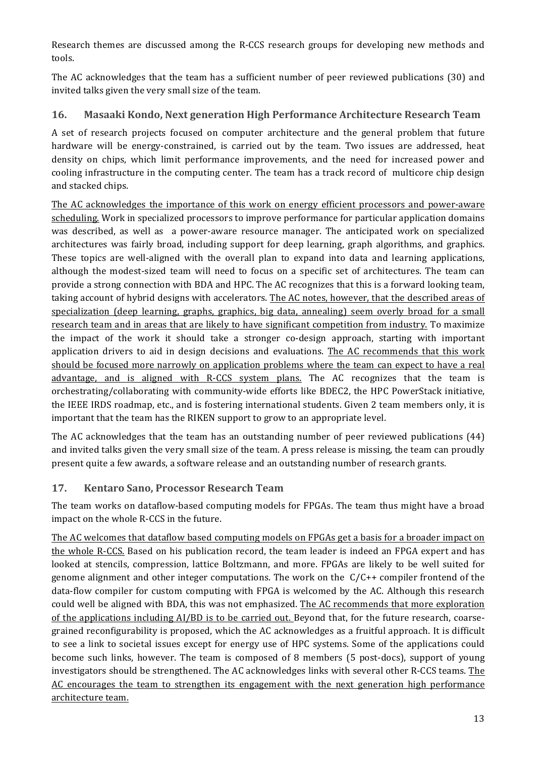Research themes are discussed among the R-CCS research groups for developing new methods and tools.

The AC acknowledges that the team has a sufficient number of peer reviewed publications (30) and invited talks given the very small size of the team.

## 16. Masaaki Kondo, Next generation High Performance Architecture Research Team

A set of research projects focused on computer architecture and the general problem that future hardware will be energy-constrained, is carried out by the team. Two issues are addressed, heat density on chips, which limit performance improvements, and the need for increased power and cooling infrastructure in the computing center. The team has a track record of multicore chip design and stacked chips.

<u>The AC acknowledges the importance of this work on energy efficient processors and power-aware scheduling.</u> Work in specialized processors to improve performance for particular application domains was described, as well as a power-aware resource manager. The anticipated work on specialized architectures was fairly broad, including support for deep learning, graph algorithms, and graphics. These topics are well-aligned with the overall plan to expand into data and learning applications, although the modest-sized team will need to focus on a specific set of architectures. The team can provide a strong connection with BDA and HPC. The AC recognizes that this is a forward looking team, taking account of hybrid designs with accelerators. <u>The AC notes, however, that the described areas of specialization (deep learning, graphs, graphics, big data, annealing) seem overly broad for a small research team and in areas that are likely to have significant competition from industry.</u> To maximize the impact of the work it should take a stronger co-design approach, starting with important application drivers to aid in design decisions and evaluations. <u>The AC recommends that this work should be focused more narrowly on application problems where the team can expect to have a real advantage, and is aligned with R-CCS system plans.</u> The AC recognizes that the team is orchestrating/collaborating with community-wide efforts like BDEC2, the HPC PowerStack initiative, the IEEE IRDS roadmap, etc., and is fostering international students. Given 2 team members only, it is important that the team has the RIKEN support to grow to an appropriate level.

The AC acknowledges that the team has an outstanding number of peer reviewed publications (44) and invited talks given the very small size of the team. A press release is missing, the team can proudly present quite a few awards, a software release and an outstanding number of research grants.

## 17. Kentaro Sano, Processor Research Team

The team works on dataflow-based computing models for FPGAs. The team thus might have a broad impact on the whole R-CCS in the future.

<u>The AC welcomes that dataflow based computing models on FPGAs get a basis for a broader impact on the whole R-CCS.</u> Based on his publication record, the team leader is indeed an FPGA expert and has looked at stencils, compression, lattice Boltzmann, and more. FPGAs are likely to be well suited for genome alignment and other integer computations. The work on the C/C++ compiler frontend of the data-flow compiler for custom computing with FPGA is welcomed by the AC. Although this research could well be aligned with BDA, this was not emphasized. <u>The AC recommends that more exploration of the applications including AI/BD is to be carried out.</u> Beyond that, for the future research, coarse-grained reconfigurability is proposed, which the AC acknowledges as a fruitful approach. It is difficult to see a link to societal issues except for energy use of HPC systems. Some of the applications could become such links, however. The team is composed of 8 members (5 post-docs), support of young investigators should be strengthened. The AC acknowledges links with several other R-CCS teams. <u>The AC encourages the team to strengthen its engagement with the next generation high performance architecture team.</u>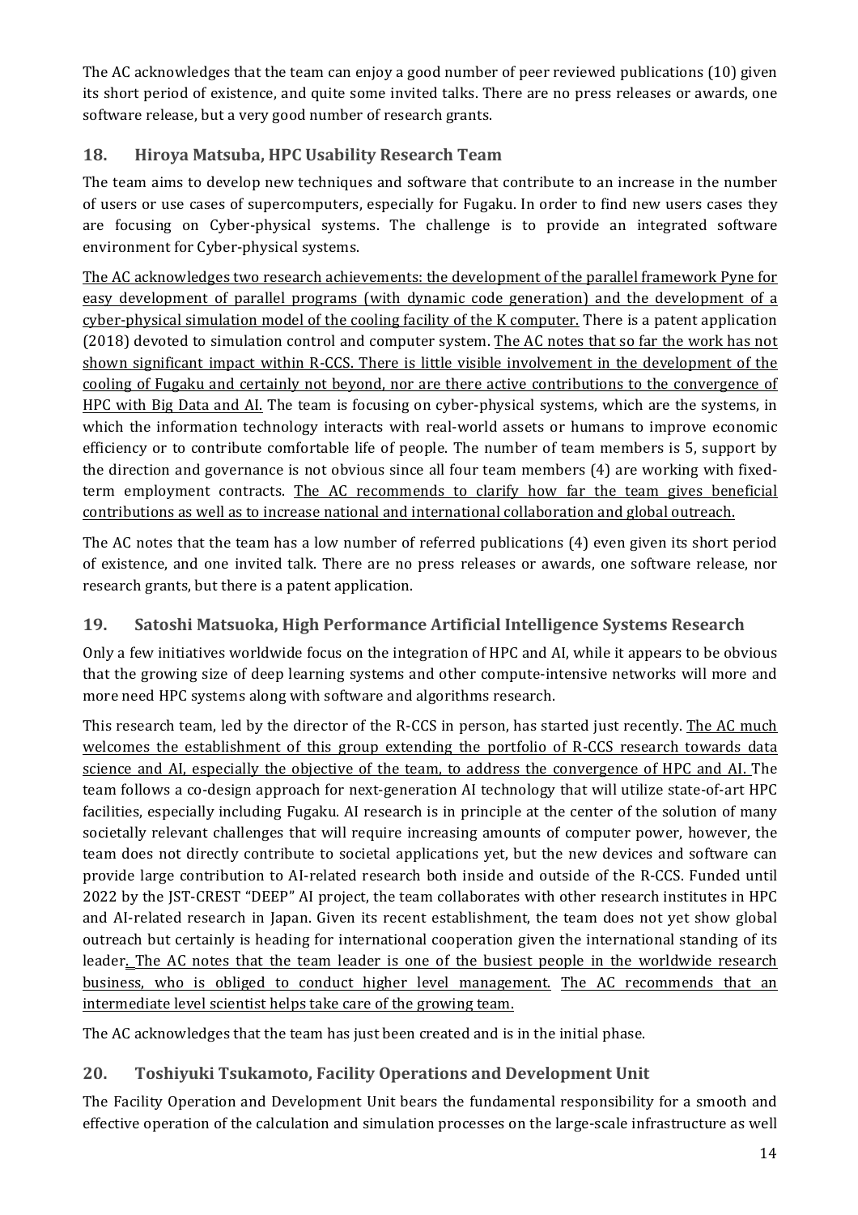The AC acknowledges that the team can enjoy a good number of peer reviewed publications (10) given its short period of existence, and quite some invited talks. There are no press releases or awards, one software release, but a very good number of research grants.

## 18. Hiroya Matsuba, HPC Usability Research Team

The team aims to develop new techniques and software that contribute to an increase in the number of users or use cases of supercomputers, especially for Fugaku. In order to find new users cases they are focusing on Cyber-physical systems. The challenge is to provide an integrated software environment for Cyber-physical systems.

<u>The AC acknowledges two research achievements: the development of the parallel framework Pyne for easy development of parallel programs (with dynamic code generation) and the development of a cyber-physical simulation model of the cooling facility of the K computer.</u> There is a patent application (2018) devoted to simulation control and computer system. <u>The AC notes that so far the work has not shown significant impact within R-CCS. There is little visible involvement in the development of the cooling of Fugaku and certainly not beyond, nor are there active contributions to the convergence of HPC with Big Data and AI.</u> The team is focusing on cyber-physical systems, which are the systems, in which the information technology interacts with real-world assets or humans to improve economic efficiency or to contribute comfortable life of people. The number of team members is 5, support by the direction and governance is not obvious since all four team members (4) are working with fixed-term employment contracts. <u>The AC recommends to clarify how far the team gives beneficial contributions as well as to increase national and international collaboration and global outreach.</u>

The AC notes that the team has a low number of referred publications (4) even given its short period of existence, and one invited talk. There are no press releases or awards, one software release, nor research grants, but there is a patent application.

## 19. Satoshi Matsuoka, High Performance Artificial Intelligence Systems Research

Only a few initiatives worldwide focus on the integration of HPC and AI, while it appears to be obvious that the growing size of deep learning systems and other compute-intensive networks will more and more need HPC systems along with software and algorithms research.

This research team, led by the director of the R-CCS in person, has started just recently. <u>The AC much welcomes the establishment of this group extending the portfolio of R-CCS research towards data science and AI, especially the objective of the team, to address the convergence of HPC and AI.</u> The team follows a co-design approach for next-generation AI technology that will utilize state-of-art HPC facilities, especially including Fugaku. AI research is in principle at the center of the solution of many societally relevant challenges that will require increasing amounts of computer power, however, the team does not directly contribute to societal applications yet, but the new devices and software can provide large contribution to AI-related research both inside and outside of the R-CCS. Funded until 2022 by the JST-CREST "DEEP" AI project, the team collaborates with other research institutes in HPC and AI-related research in Japan. Given its recent establishment, the team does not yet show global outreach but certainly is heading for international cooperation given the international standing of its leader. <u>The AC notes that the team leader is one of the busiest people in the worldwide research business, who is obliged to conduct higher level management.</u> <u>The AC recommends that an intermediate level scientist helps take care of the growing team.</u>

The AC acknowledges that the team has just been created and is in the initial phase.

## 20. Toshiyuki Tsukamoto, Facility Operations and Development Unit

The Facility Operation and Development Unit bears the fundamental responsibility for a smooth and effective operation of the calculation and simulation processes on the large-scale infrastructure as well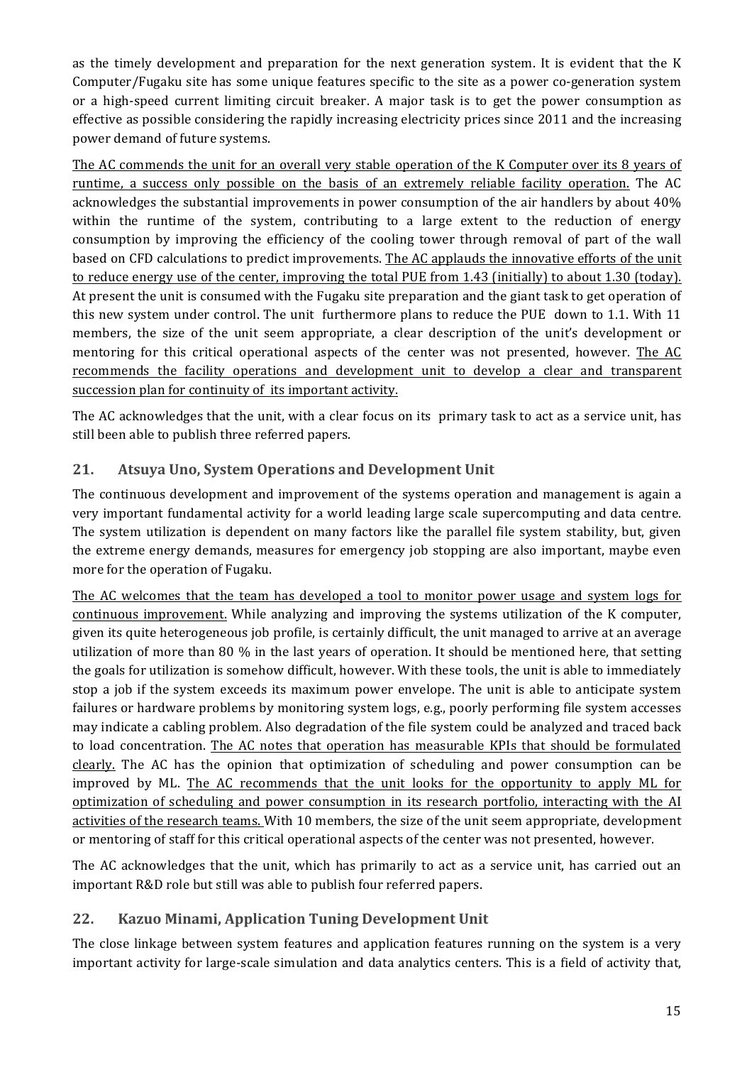as the timely development and preparation for the next generation system. It is evident that the K Computer/Fugaku site has some unique features specific to the site as a power co-generation system or a high-speed current limiting circuit breaker. A major task is to get the power consumption as effective as possible considering the rapidly increasing electricity prices since 2011 and the increasing power demand of future systems.

<u>The AC commends the unit for an overall very stable operation of the K Computer over its 8 years of runtime, a success only possible on the basis of an extremely reliable facility operation.</u> The AC acknowledges the substantial improvements in power consumption of the air handlers by about 40% within the runtime of the system, contributing to a large extent to the reduction of energy consumption by improving the efficiency of the cooling tower through removal of part of the wall based on CFD calculations to predict improvements. <u>The AC applauds the innovative efforts of the unit to reduce energy use of the center, improving the total PUE from 1.43 (initially) to about 1.30 (today).</u> At present the unit is consumed with the Fugaku site preparation and the giant task to get operation of this new system under control. The unit furthermore plans to reduce the PUE down to 1.1. With 11 members, the size of the unit seem appropriate, a clear description of the unit's development or mentoring for this critical operational aspects of the center was not presented, however. <u>The AC recommends the facility operations and development unit to develop a clear and transparent succession plan for continuity of its important activity.</u>

The AC acknowledges that the unit, with a clear focus on its primary task to act as a service unit, has still been able to publish three referred papers.

## 21. Atsuya Uno, System Operations and Development Unit

The continuous development and improvement of the systems operation and management is again a very important fundamental activity for a world leading large scale supercomputing and data centre. The system utilization is dependent on many factors like the parallel file system stability, but, given the extreme energy demands, measures for emergency job stopping are also important, maybe even more for the operation of Fugaku.

<u>The AC welcomes that the team has developed a tool to monitor power usage and system logs for continuous improvement.</u> While analyzing and improving the systems utilization of the K computer, given its quite heterogeneous job profile, is certainly difficult, the unit managed to arrive at an average utilization of more than 80 % in the last years of operation. It should be mentioned here, that setting the goals for utilization is somehow difficult, however. With these tools, the unit is able to immediately stop a job if the system exceeds its maximum power envelope. The unit is able to anticipate system failures or hardware problems by monitoring system logs, e.g., poorly performing file system accesses may indicate a cabling problem. Also degradation of the file system could be analyzed and traced back to load concentration. <u>The AC notes that operation has measurable KPIs that should be formulated clearly.</u> The AC has the opinion that optimization of scheduling and power consumption can be improved by ML. <u>The AC recommends that the unit looks for the opportunity to apply ML for optimization of scheduling and power consumption in its research portfolio, interacting with the AI activities of the research teams.</u> With 10 members, the size of the unit seem appropriate, development or mentoring of staff for this critical operational aspects of the center was not presented, however.

The AC acknowledges that the unit, which has primarily to act as a service unit, has carried out an important R&D role but still was able to publish four referred papers.

## 22. Kazuo Minami, Application Tuning Development Unit

The close linkage between system features and application features running on the system is a very important activity for large-scale simulation and data analytics centers. This is a field of activity that,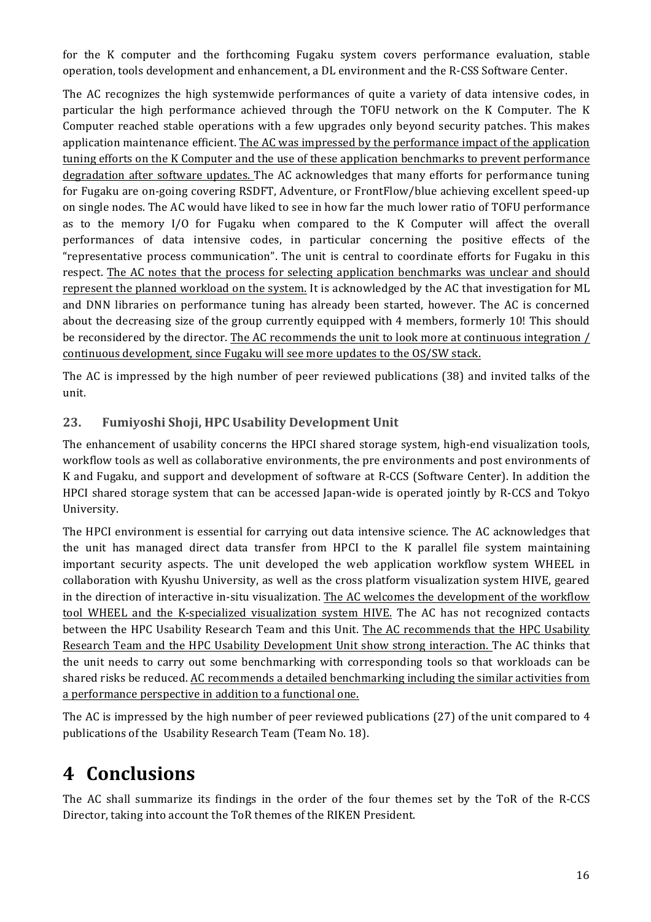for the K computer and the forthcoming Fugaku system covers performance evaluation, stable operation, tools development and enhancement, a DL environment and the R-CSS Software Center.

The AC recognizes the high systemwide performances of quite a variety of data intensive codes, in particular the high performance achieved through the TOFU network on the K Computer. The K Computer reached stable operations with a few upgrades only beyond security patches. This makes application maintenance efficient. <u>The AC was impressed by the performance impact of the application tuning efforts on the K Computer and the use of these application benchmarks to prevent performance degradation after software updates.</u> The AC acknowledges that many efforts for performance tuning for Fugaku are on-going covering RSDFT, Adventure, or FrontFlow/blue achieving excellent speed-up on single nodes. The AC would have liked to see in how far the much lower ratio of TOFU performance as to the memory I/O for Fugaku when compared to the K Computer will affect the overall performances of data intensive codes, in particular concerning the positive effects of the "representative process communication". The unit is central to coordinate efforts for Fugaku in this respect. <u>The AC notes that the process for selecting application benchmarks was unclear and should represent the planned workload on the system.</u> It is acknowledged by the AC that investigation for ML and DNN libraries on performance tuning has already been started, however. The AC is concerned about the decreasing size of the group currently equipped with 4 members, formerly 10! This should be reconsidered by the director. <u>The AC recommends the unit to look more at continuous integration / continuous development, since Fugaku will see more updates to the OS/SW stack.</u>

The AC is impressed by the high number of peer reviewed publications (38) and invited talks of the unit.

### 23. Fumiyoshi Shoji, HPC Usability Development Unit

The enhancement of usability concerns the HPCI shared storage system, high-end visualization tools, workflow tools as well as collaborative environments, the pre environments and post environments of K and Fugaku, and support and development of software at R-CCS (Software Center). In addition the HPCI shared storage system that can be accessed Japan-wide is operated jointly by R-CCS and Tokyo University.

The HPCI environment is essential for carrying out data intensive science. The AC acknowledges that the unit has managed direct data transfer from HPCI to the K parallel file system maintaining important security aspects. The unit developed the web application workflow system WHEEL in collaboration with Kyushu University, as well as the cross platform visualization system HIVE, geared in the direction of interactive in-situ visualization. <u>The AC welcomes the development of the workflow tool WHEEL and the K-specialized visualization system HIVE.</u> The AC has not recognized contacts between the HPC Usability Research Team and this Unit. <u>The AC recommends that the HPC Usability Research Team and the HPC Usability Development Unit show strong interaction.</u> The AC thinks that the unit needs to carry out some benchmarking with corresponding tools so that workloads can be shared risks be reduced. <u>AC recommends a detailed benchmarking including the similar activities from a performance perspective in addition to a functional one.</u>

The AC is impressed by the high number of peer reviewed publications (27) of the unit compared to 4 publications of the Usability Research Team (Team No. 18).

# 4 Conclusions

The AC shall summarize its findings in the order of the four themes set by the ToR of the R-CCS Director, taking into account the ToR themes of the RIKEN President.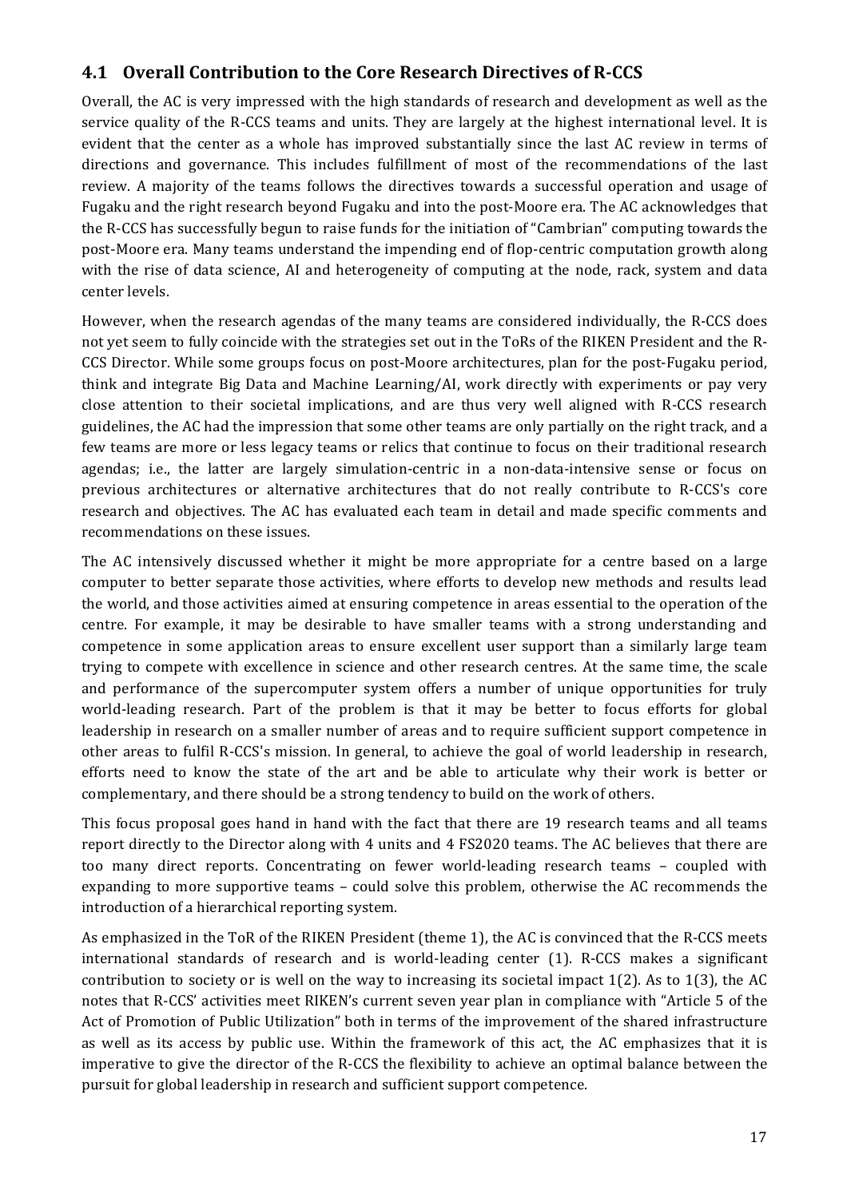## 4.1 Overall Contribution to the Core Research Directives of R-CCS

Overall, the AC is very impressed with the high standards of research and development as well as the service quality of the R-CCS teams and units. They are largely at the highest international level. It is evident that the center as a whole has improved substantially since the last AC review in terms of directions and governance. This includes fulfillment of most of the recommendations of the last review. A majority of the teams follows the directives towards a successful operation and usage of Fugaku and the right research beyond Fugaku and into the post-Moore era. The AC acknowledges that the R-CCS has successfully begun to raise funds for the initiation of "Cambrian" computing towards the post-Moore era. Many teams understand the impending end of flop-centric computation growth along with the rise of data science, AI and heterogeneity of computing at the node, rack, system and data center levels.

However, when the research agendas of the many teams are considered individually, the R-CCS does not yet seem to fully coincide with the strategies set out in the ToRs of the RIKEN President and the R-CCS Director. While some groups focus on post-Moore architectures, plan for the post-Fugaku period, think and integrate Big Data and Machine Learning/AI, work directly with experiments or pay very close attention to their societal implications, and are thus very well aligned with R-CCS research guidelines, the AC had the impression that some other teams are only partially on the right track, and a few teams are more or less legacy teams or relics that continue to focus on their traditional research agendas; i.e., the latter are largely simulation-centric in a non-data-intensive sense or focus on previous architectures or alternative architectures that do not really contribute to R-CCS's core research and objectives. The AC has evaluated each team in detail and made specific comments and recommendations on these issues.

The AC intensively discussed whether it might be more appropriate for a centre based on a large computer to better separate those activities, where efforts to develop new methods and results lead the world, and those activities aimed at ensuring competence in areas essential to the operation of the centre. For example, it may be desirable to have smaller teams with a strong understanding and competence in some application areas to ensure excellent user support than a similarly large team trying to compete with excellence in science and other research centres. At the same time, the scale and performance of the supercomputer system offers a number of unique opportunities for truly world-leading research. Part of the problem is that it may be better to focus efforts for global leadership in research on a smaller number of areas and to require sufficient support competence in other areas to fulfil R-CCS's mission. In general, to achieve the goal of world leadership in research, efforts need to know the state of the art and be able to articulate why their work is better or complementary, and there should be a strong tendency to build on the work of others.

This focus proposal goes hand in hand with the fact that there are 19 research teams and all teams report directly to the Director along with 4 units and 4 FS2020 teams. The AC believes that there are too many direct reports. Concentrating on fewer world-leading research teams – coupled with expanding to more supportive teams – could solve this problem, otherwise the AC recommends the introduction of a hierarchical reporting system.

As emphasized in the ToR of the RIKEN President (theme 1), the AC is convinced that the R-CCS meets international standards of research and is world-leading center (1). R-CCS makes a significant contribution to society or is well on the way to increasing its societal impact 1(2). As to 1(3), the AC notes that R-CCS' activities meet RIKEN's current seven year plan in compliance with "Article 5 of the Act of Promotion of Public Utilization" both in terms of the improvement of the shared infrastructure as well as its access by public use. Within the framework of this act, the AC emphasizes that it is imperative to give the director of the R-CCS the flexibility to achieve an optimal balance between the pursuit for global leadership in research and sufficient support competence.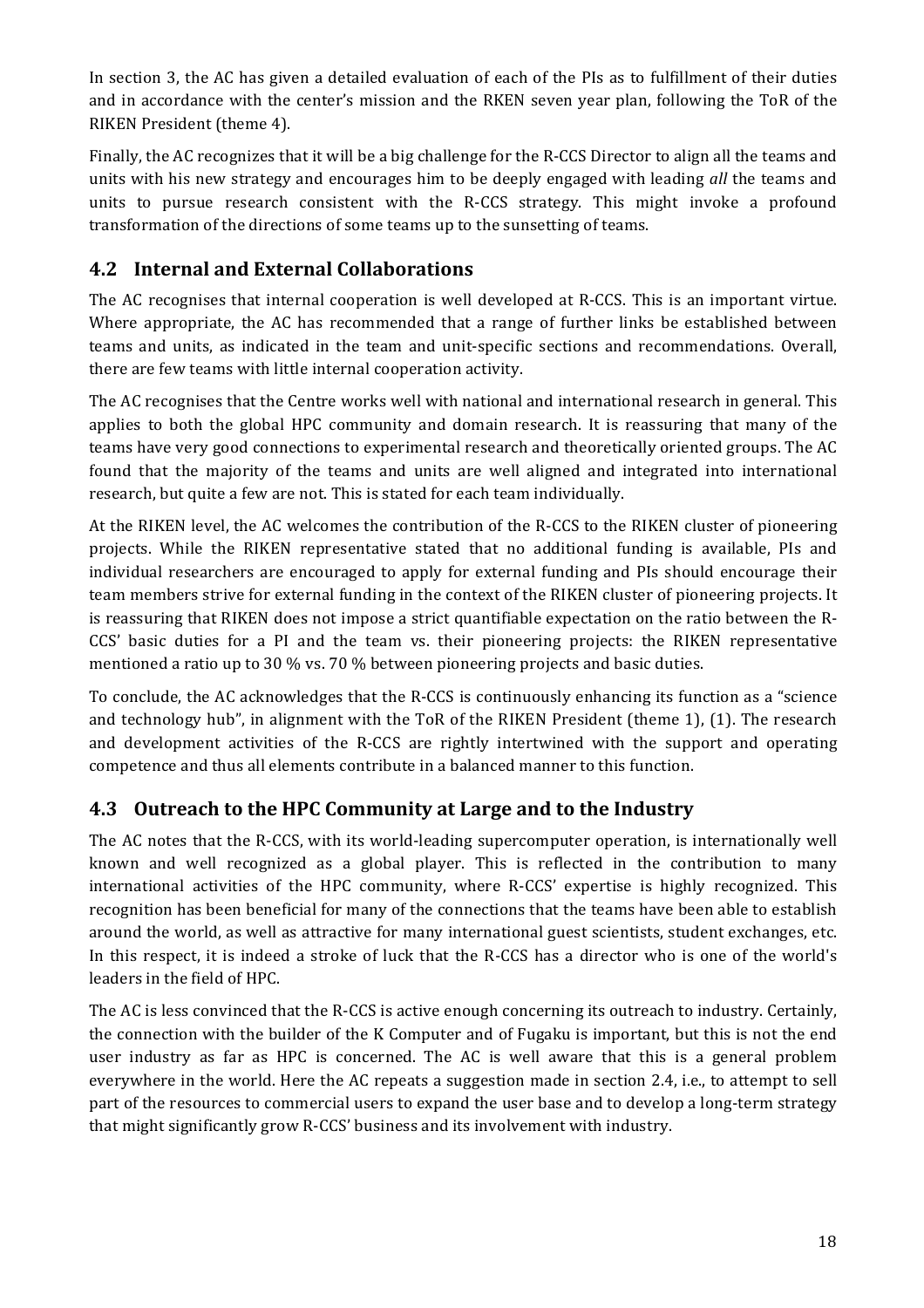In section 3, the AC has given a detailed evaluation of each of the PIs as to fulfillment of their duties and in accordance with the center's mission and the RKEN seven year plan, following the ToR of the RIKEN President (theme 4).

Finally, the AC recognizes that it will be a big challenge for the R-CCS Director to align all the teams and units with his new strategy and encourages him to be deeply engaged with leading *all* the teams and units to pursue research consistent with the R-CCS strategy. This might invoke a profound transformation of the directions of some teams up to the sunsetting of teams.

## 4.2 Internal and External Collaborations

The AC recognises that internal cooperation is well developed at R-CCS. This is an important virtue. Where appropriate, the AC has recommended that a range of further links be established between teams and units, as indicated in the team and unit-specific sections and recommendations. Overall, there are few teams with little internal cooperation activity.

The AC recognises that the Centre works well with national and international research in general. This applies to both the global HPC community and domain research. It is reassuring that many of the teams have very good connections to experimental research and theoretically oriented groups. The AC found that the majority of the teams and units are well aligned and integrated into international research, but quite a few are not. This is stated for each team individually.

At the RIKEN level, the AC welcomes the contribution of the R-CCS to the RIKEN cluster of pioneering projects. While the RIKEN representative stated that no additional funding is available, PIs and individual researchers are encouraged to apply for external funding and PIs should encourage their team members strive for external funding in the context of the RIKEN cluster of pioneering projects. It is reassuring that RIKEN does not impose a strict quantifiable expectation on the ratio between the R-CCS' basic duties for a PI and the team vs. their pioneering projects: the RIKEN representative mentioned a ratio up to 30 % vs. 70 % between pioneering projects and basic duties.

To conclude, the AC acknowledges that the R-CCS is continuously enhancing its function as a "science and technology hub", in alignment with the ToR of the RIKEN President (theme 1), (1). The research and development activities of the R-CCS are rightly intertwined with the support and operating competence and thus all elements contribute in a balanced manner to this function.

## 4.3 Outreach to the HPC Community at Large and to the Industry

The AC notes that the R-CCS, with its world-leading supercomputer operation, is internationally well known and well recognized as a global player. This is reflected in the contribution to many international activities of the HPC community, where R-CCS' expertise is highly recognized. This recognition has been beneficial for many of the connections that the teams have been able to establish around the world, as well as attractive for many international guest scientists, student exchanges, etc. In this respect, it is indeed a stroke of luck that the R-CCS has a director who is one of the world's leaders in the field of HPC.

The AC is less convinced that the R-CCS is active enough concerning its outreach to industry. Certainly, the connection with the builder of the K Computer and of Fugaku is important, but this is not the end user industry as far as HPC is concerned. The AC is well aware that this is a general problem everywhere in the world. Here the AC repeats a suggestion made in section 2.4, i.e., to attempt to sell part of the resources to commercial users to expand the user base and to develop a long-term strategy that might significantly grow R-CCS' business and its involvement with industry.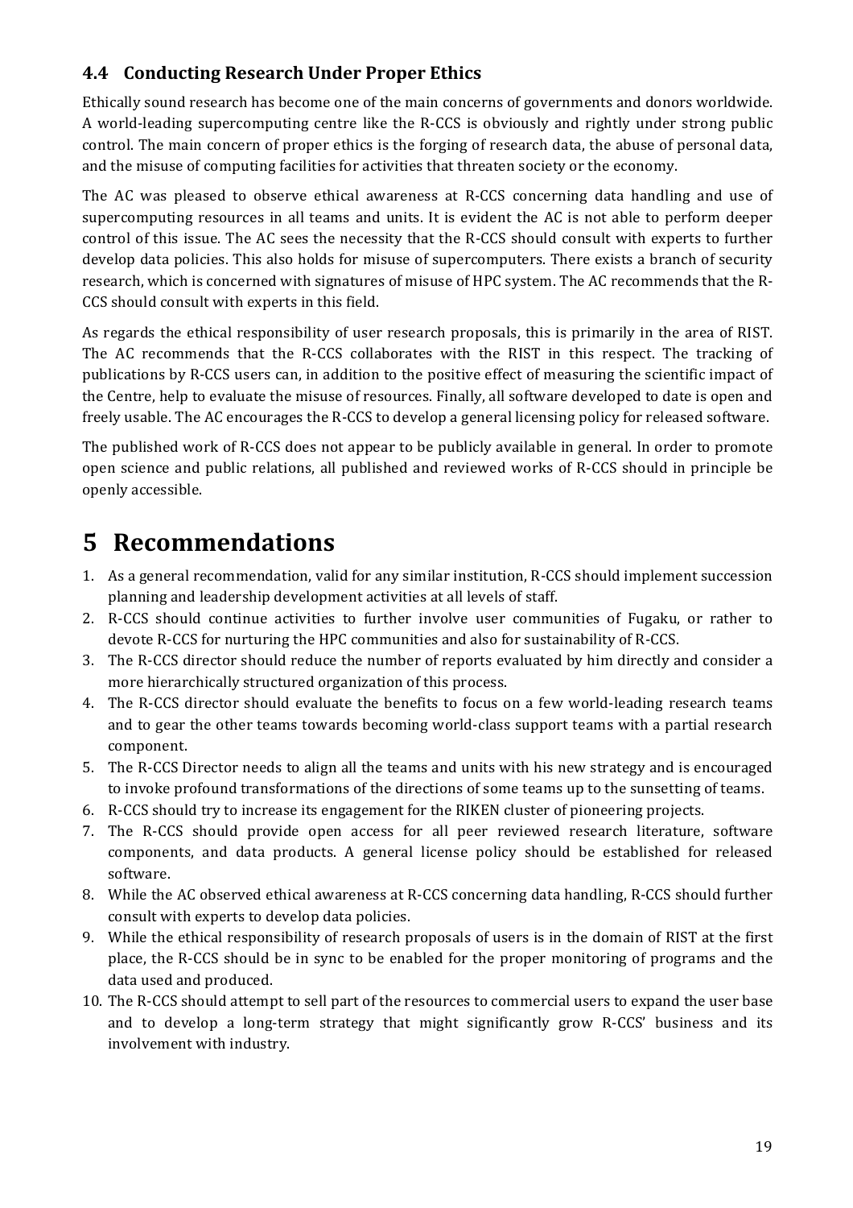### 4.4 Conducting Research Under Proper Ethics

Ethically sound research has become one of the main concerns of governments and donors worldwide. A world-leading supercomputing centre like the R-CCS is obviously and rightly under strong public control. The main concern of proper ethics is the forging of research data, the abuse of personal data, and the misuse of computing facilities for activities that threaten society or the economy.

The AC was pleased to observe ethical awareness at R-CCS concerning data handling and use of supercomputing resources in all teams and units. It is evident the AC is not able to perform deeper control of this issue. The AC sees the necessity that the R-CCS should consult with experts to further develop data policies. This also holds for misuse of supercomputers. There exists a branch of security research, which is concerned with signatures of misuse of HPC system. The AC recommends that the R-CCS should consult with experts in this field.

As regards the ethical responsibility of user research proposals, this is primarily in the area of RIST. The AC recommends that the R-CCS collaborates with the RIST in this respect. The tracking of publications by R-CCS users can, in addition to the positive effect of measuring the scientific impact of the Centre, help to evaluate the misuse of resources. Finally, all software developed to date is open and freely usable. The AC encourages the R-CCS to develop a general licensing policy for released software.

The published work of R-CCS does not appear to be publicly available in general. In order to promote open science and public relations, all published and reviewed works of R-CCS should in principle be openly accessible.

# 5 Recommendations

1. As a general recommendation, valid for any similar institution, R-CCS should implement succession planning and leadership development activities at all levels of staff.
2. R-CCS should continue activities to further involve user communities of Fugaku, or rather to devote R-CCS for nurturing the HPC communities and also for sustainability of R-CCS.
3. The R-CCS director should reduce the number of reports evaluated by him directly and consider a more hierarchically structured organization of this process.
4. The R-CCS director should evaluate the benefits to focus on a few world-leading research teams and to gear the other teams towards becoming world-class support teams with a partial research component.
5. The R-CCS Director needs to align all the teams and units with his new strategy and is encouraged to invoke profound transformations of the directions of some teams up to the sunsetting of teams.
6. R-CCS should try to increase its engagement for the RIKEN cluster of pioneering projects.
7. The R-CCS should provide open access for all peer reviewed research literature, software components, and data products. A general license policy should be established for released software.
8. While the AC observed ethical awareness at R-CCS concerning data handling, R-CCS should further consult with experts to develop data policies.
9. While the ethical responsibility of research proposals of users is in the domain of RIST at the first place, the R-CCS should be in sync to be enabled for the proper monitoring of programs and the data used and produced.
10. The R-CCS should attempt to sell part of the resources to commercial users to expand the user base and to develop a long-term strategy that might significantly grow R-CCS' business and its involvement with industry.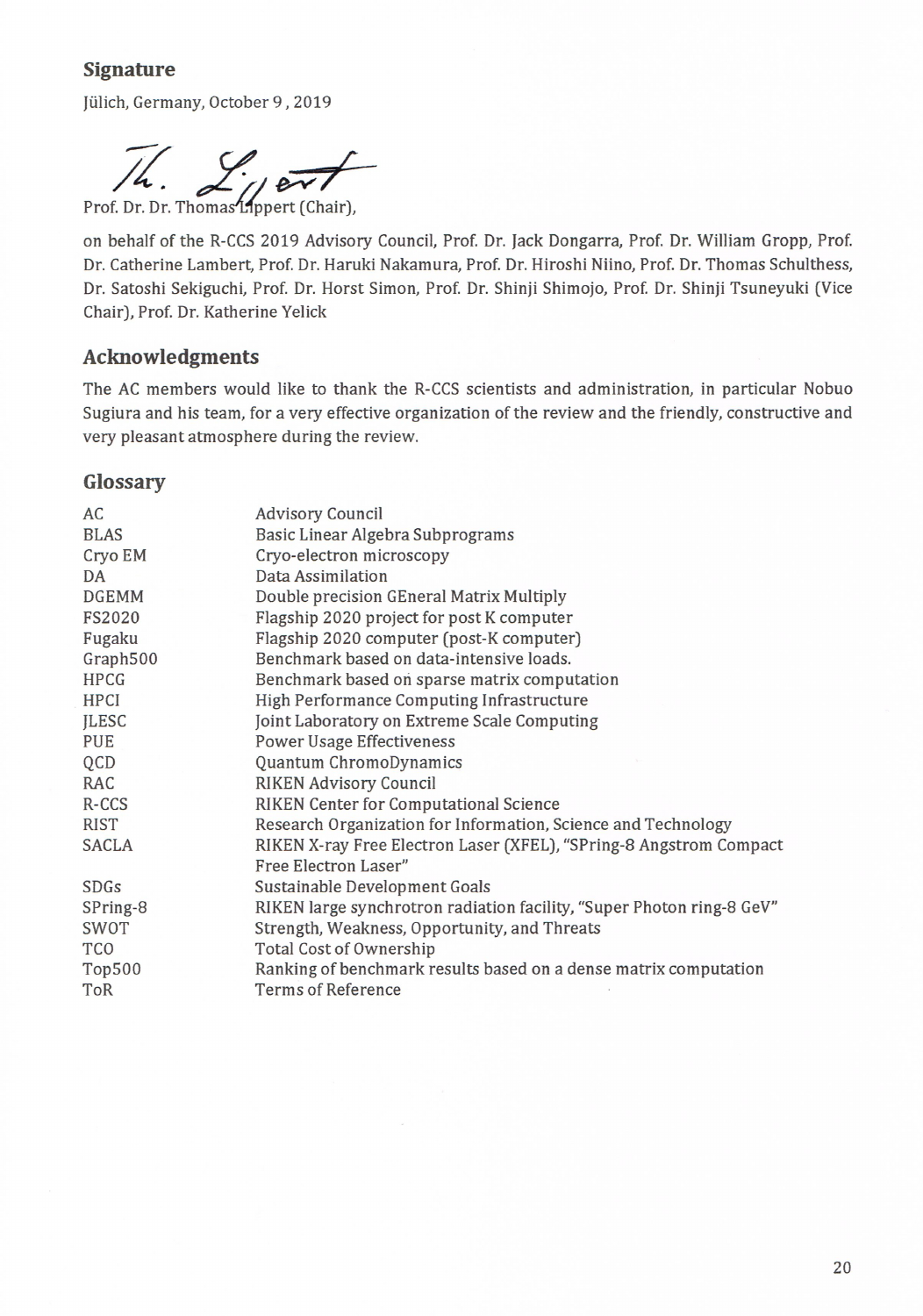## Signature

Jülich, Germany, October 9, 2019

Prof. Dr. Dr. Thomas Lippert (Chair),

on behalf of the R-CCS 2019 Advisory Council, Prof. Dr. Jack Dongarra, Prof. Dr. William Gropp, Prof. Dr. Catherine Lambert, Prof. Dr. Haruki Nakamura, Prof. Dr. Hiroshi Niino, Prof. Dr. Thomas Schulthess, Dr. Satoshi Sekiguchi, Prof. Dr. Horst Simon, Prof. Dr. Shinji Shimojo, Prof. Dr. Shinji Tsuneyuki (Vice Chair), Prof. Dr. Katherine Yelick

## Acknowledgments

The AC members would like to thank the R-CCS scientists and administration, in particular Nobuo Sugiura and his team, for a very effective organization of the review and the friendly, constructive and very pleasant atmosphere during the review.

## Glossary

| | |
|---|---|
| AC | Advisory Council |
| BLAS | Basic Linear Algebra Subprograms |
| Cryo EM | Cryo-electron microscopy |
| DA | Data Assimilation |
| DGEMM | Double precision GEneral Matrix Multiply |
| FS2020 | Flagship 2020 project for post K computer |
| Fugaku | Flagship 2020 computer (post-K computer) |
| Graph500 | Benchmark based on data-intensive loads. |
| HPCG | Benchmark based on sparse matrix computation |
| HPCI | High Performance Computing Infrastructure |
| JLESC | Joint Laboratory on Extreme Scale Computing |
| PUE | Power Usage Effectiveness |
| QCD | Quantum ChromoDynamics |
| RAC | RIKEN Advisory Council |
| R-CCS | RIKEN Center for Computational Science |
| RIST | Research Organization for Information, Science and Technology |
| SACLA | RIKEN X-ray Free Electron Laser (XFEL), "SPring-8 Angstrom Compact Free Electron Laser" |
| SDGs | Sustainable Development Goals |
| SPring-8 | RIKEN large synchrotron radiation facility, "Super Photon ring-8 GeV" |
| SWOT | Strength, Weakness, Opportunity, and Threats |
| TCO | Total Cost of Ownership |
| Top500 | Ranking of benchmark results based on a dense matrix computation |
| ToR | Terms of Reference |